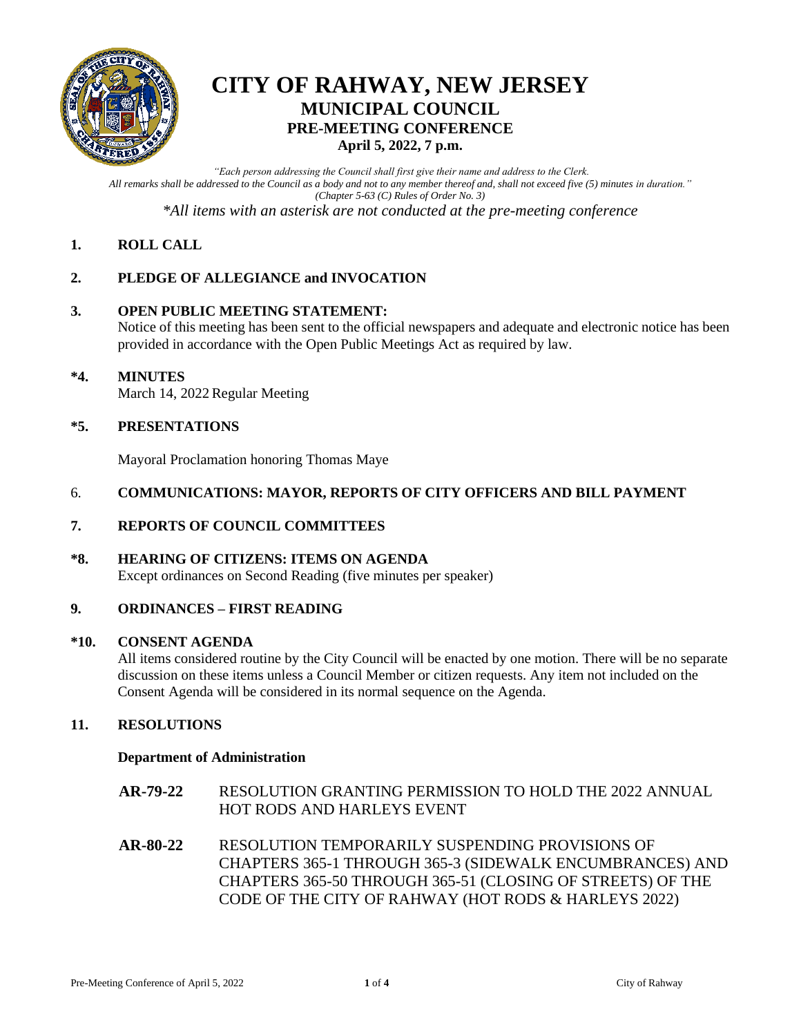# CITY OF RAHWAY, NEW JERSEY

## MUNICIPAL COUNCIL

## PRE-MEETING CONFERENCE

**April 5, 2022, 7 p.m.**

*"Each person addressing the Council shall first give their name and address to the Clerk. All remarks shall be addressed to the Council as a body and not to any member thereof and, shall not exceed five (5) minutes in duration." (Chapter 5-63 (C) Rules of Order No. 3)*

*\*All items with an asterisk are not conducted at the pre-meeting conference*

**1. ROLL CALL**

**2. PLEDGE OF ALLEGIANCE and INVOCATION**

**3. OPEN PUBLIC MEETING STATEMENT:**
Notice of this meeting has been sent to the official newspapers and adequate and electronic notice has been provided in accordance with the Open Public Meetings Act as required by law.

**\*4. MINUTES**
March 14, 2022 Regular Meeting

**\*5. PRESENTATIONS**

Mayoral Proclamation honoring Thomas Maye

6. **COMMUNICATIONS: MAYOR, REPORTS OF CITY OFFICERS AND BILL PAYMENT**

**7. REPORTS OF COUNCIL COMMITTEES**

**\*8. HEARING OF CITIZENS: ITEMS ON AGENDA**
Except ordinances on Second Reading (five minutes per speaker)

**9. ORDINANCES – FIRST READING**

**\*10. CONSENT AGENDA**
All items considered routine by the City Council will be enacted by one motion. There will be no separate discussion on these items unless a Council Member or citizen requests. Any item not included on the Consent Agenda will be considered in its normal sequence on the Agenda.

**11. RESOLUTIONS**

**Department of Administration**

**AR-79-22** RESOLUTION GRANTING PERMISSION TO HOLD THE 2022 ANNUAL HOT RODS AND HARLEYS EVENT

**AR-80-22** RESOLUTION TEMPORARILY SUSPENDING PROVISIONS OF CHAPTERS 365-1 THROUGH 365-3 (SIDEWALK ENCUMBRANCES) AND CHAPTERS 365-50 THROUGH 365-51 (CLOSING OF STREETS) OF THE CODE OF THE CITY OF RAHWAY (HOT RODS & HARLEYS 2022)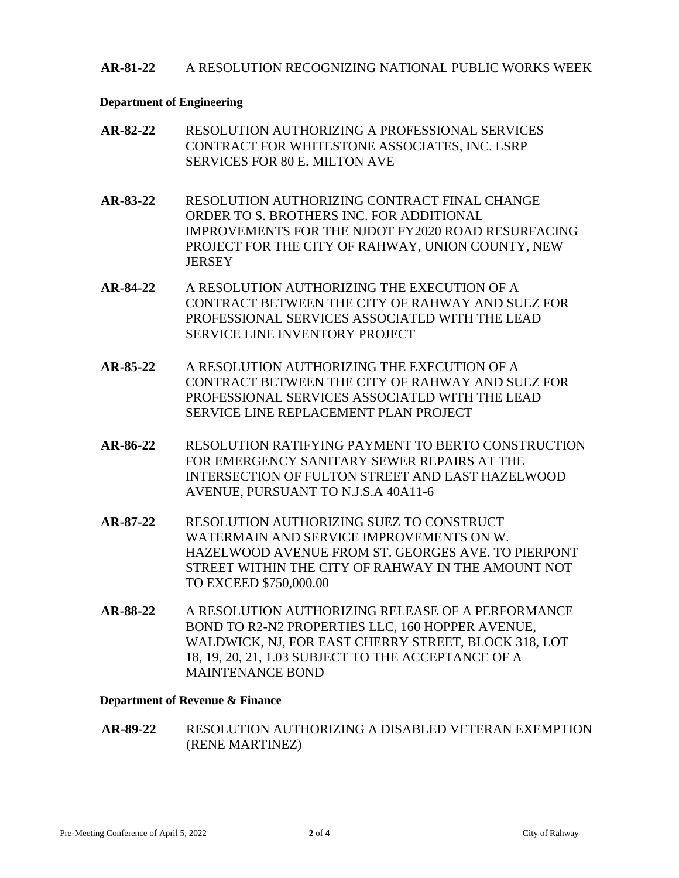**AR-81-22** A RESOLUTION RECOGNIZING NATIONAL PUBLIC WORKS WEEK

**Department of Engineering**

**AR-82-22** RESOLUTION AUTHORIZING A PROFESSIONAL SERVICES CONTRACT FOR WHITESTONE ASSOCIATES, INC. LSRP SERVICES FOR 80 E. MILTON AVE

**AR-83-22** RESOLUTION AUTHORIZING CONTRACT FINAL CHANGE ORDER TO S. BROTHERS INC. FOR ADDITIONAL IMPROVEMENTS FOR THE NJDOT FY2020 ROAD RESURFACING PROJECT FOR THE CITY OF RAHWAY, UNION COUNTY, NEW JERSEY

**AR-84-22** A RESOLUTION AUTHORIZING THE EXECUTION OF A CONTRACT BETWEEN THE CITY OF RAHWAY AND SUEZ FOR PROFESSIONAL SERVICES ASSOCIATED WITH THE LEAD SERVICE LINE INVENTORY PROJECT

**AR-85-22** A RESOLUTION AUTHORIZING THE EXECUTION OF A CONTRACT BETWEEN THE CITY OF RAHWAY AND SUEZ FOR PROFESSIONAL SERVICES ASSOCIATED WITH THE LEAD SERVICE LINE REPLACEMENT PLAN PROJECT

**AR-86-22** RESOLUTION RATIFYING PAYMENT TO BERTO CONSTRUCTION FOR EMERGENCY SANITARY SEWER REPAIRS AT THE INTERSECTION OF FULTON STREET AND EAST HAZELWOOD AVENUE, PURSUANT TO N.J.S.A 40A11-6

**AR-87-22** RESOLUTION AUTHORIZING SUEZ TO CONSTRUCT WATERMAIN AND SERVICE IMPROVEMENTS ON W. HAZELWOOD AVENUE FROM ST. GEORGES AVE. TO PIERPONT STREET WITHIN THE CITY OF RAHWAY IN THE AMOUNT NOT TO EXCEED $750,000.00

**AR-88-22** A RESOLUTION AUTHORIZING RELEASE OF A PERFORMANCE BOND TO R2-N2 PROPERTIES LLC, 160 HOPPER AVENUE, WALDWICK, NJ, FOR EAST CHERRY STREET, BLOCK 318, LOT 18, 19, 20, 21, 1.03 SUBJECT TO THE ACCEPTANCE OF A MAINTENANCE BOND

**Department of Revenue & Finance**

**AR-89-22** RESOLUTION AUTHORIZING A DISABLED VETERAN EXEMPTION (RENE MARTINEZ)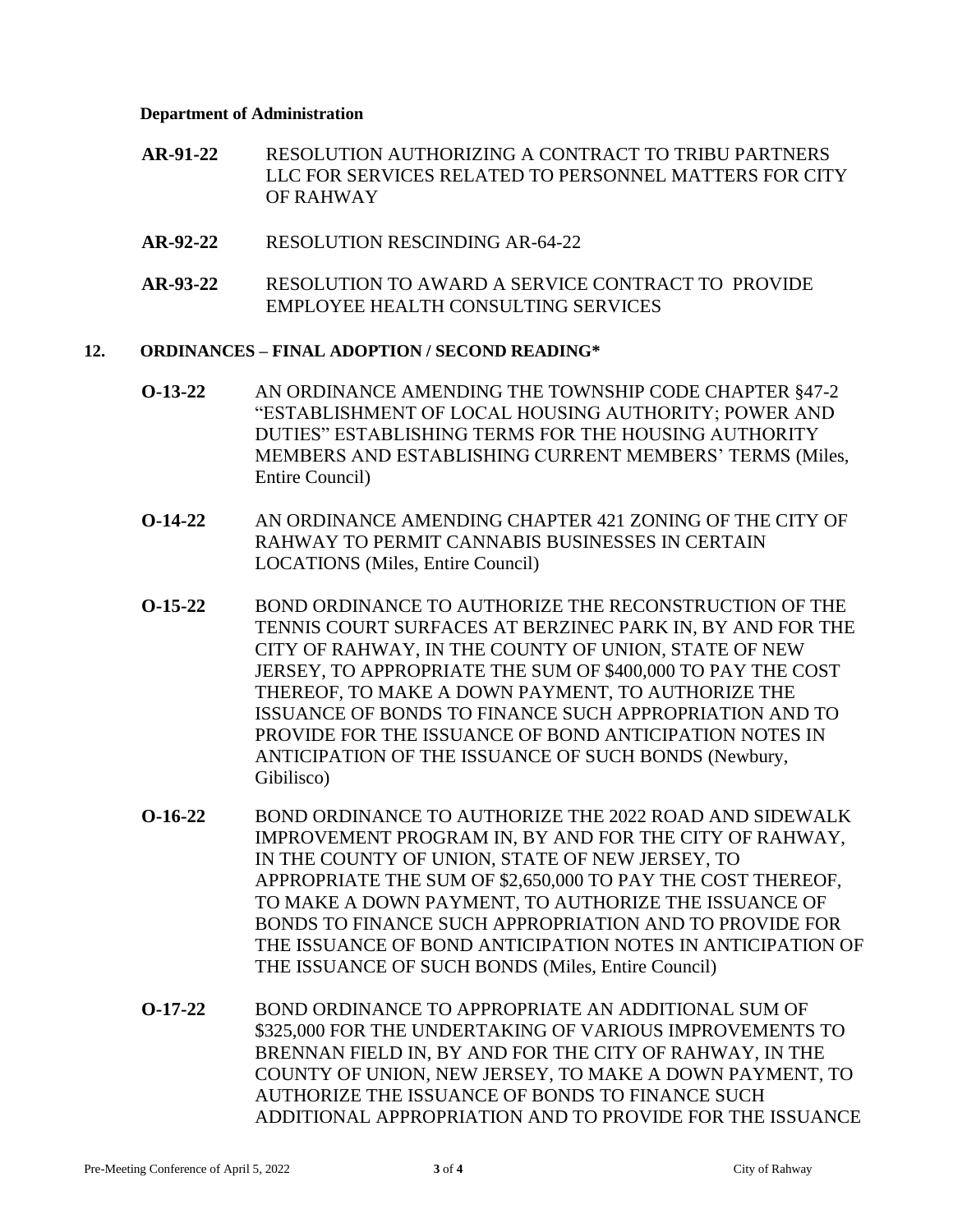**Department of Administration**

**AR-91-22** RESOLUTION AUTHORIZING A CONTRACT TO TRIBU PARTNERS LLC FOR SERVICES RELATED TO PERSONNEL MATTERS FOR CITY OF RAHWAY

**AR-92-22** RESOLUTION RESCINDING AR-64-22

**AR-93-22** RESOLUTION TO AWARD A SERVICE CONTRACT TO PROVIDE EMPLOYEE HEALTH CONSULTING SERVICES

**12. ORDINANCES – FINAL ADOPTION / SECOND READING***

**O-13-22** AN ORDINANCE AMENDING THE TOWNSHIP CODE CHAPTER §47-2 "ESTABLISHMENT OF LOCAL HOUSING AUTHORITY; POWER AND DUTIES" ESTABLISHING TERMS FOR THE HOUSING AUTHORITY MEMBERS AND ESTABLISHING CURRENT MEMBERS' TERMS (Miles, Entire Council)

**O-14-22** AN ORDINANCE AMENDING CHAPTER 421 ZONING OF THE CITY OF RAHWAY TO PERMIT CANNABIS BUSINESSES IN CERTAIN LOCATIONS (Miles, Entire Council)

**O-15-22** BOND ORDINANCE TO AUTHORIZE THE RECONSTRUCTION OF THE TENNIS COURT SURFACES AT BERZINEC PARK IN, BY AND FOR THE CITY OF RAHWAY, IN THE COUNTY OF UNION, STATE OF NEW JERSEY, TO APPROPRIATE THE SUM OF $400,000 TO PAY THE COST THEREOF, TO MAKE A DOWN PAYMENT, TO AUTHORIZE THE ISSUANCE OF BONDS TO FINANCE SUCH APPROPRIATION AND TO PROVIDE FOR THE ISSUANCE OF BOND ANTICIPATION NOTES IN ANTICIPATION OF THE ISSUANCE OF SUCH BONDS (Newbury, Gibilisco)

**O-16-22** BOND ORDINANCE TO AUTHORIZE THE 2022 ROAD AND SIDEWALK IMPROVEMENT PROGRAM IN, BY AND FOR THE CITY OF RAHWAY, IN THE COUNTY OF UNION, STATE OF NEW JERSEY, TO APPROPRIATE THE SUM OF $2,650,000 TO PAY THE COST THEREOF, TO MAKE A DOWN PAYMENT, TO AUTHORIZE THE ISSUANCE OF BONDS TO FINANCE SUCH APPROPRIATION AND TO PROVIDE FOR THE ISSUANCE OF BOND ANTICIPATION NOTES IN ANTICIPATION OF THE ISSUANCE OF SUCH BONDS (Miles, Entire Council)

**O-17-22** BOND ORDINANCE TO APPROPRIATE AN ADDITIONAL SUM OF $325,000 FOR THE UNDERTAKING OF VARIOUS IMPROVEMENTS TO BRENNAN FIELD IN, BY AND FOR THE CITY OF RAHWAY, IN THE COUNTY OF UNION, NEW JERSEY, TO MAKE A DOWN PAYMENT, TO AUTHORIZE THE ISSUANCE OF BONDS TO FINANCE SUCH ADDITIONAL APPROPRIATION AND TO PROVIDE FOR THE ISSUANCE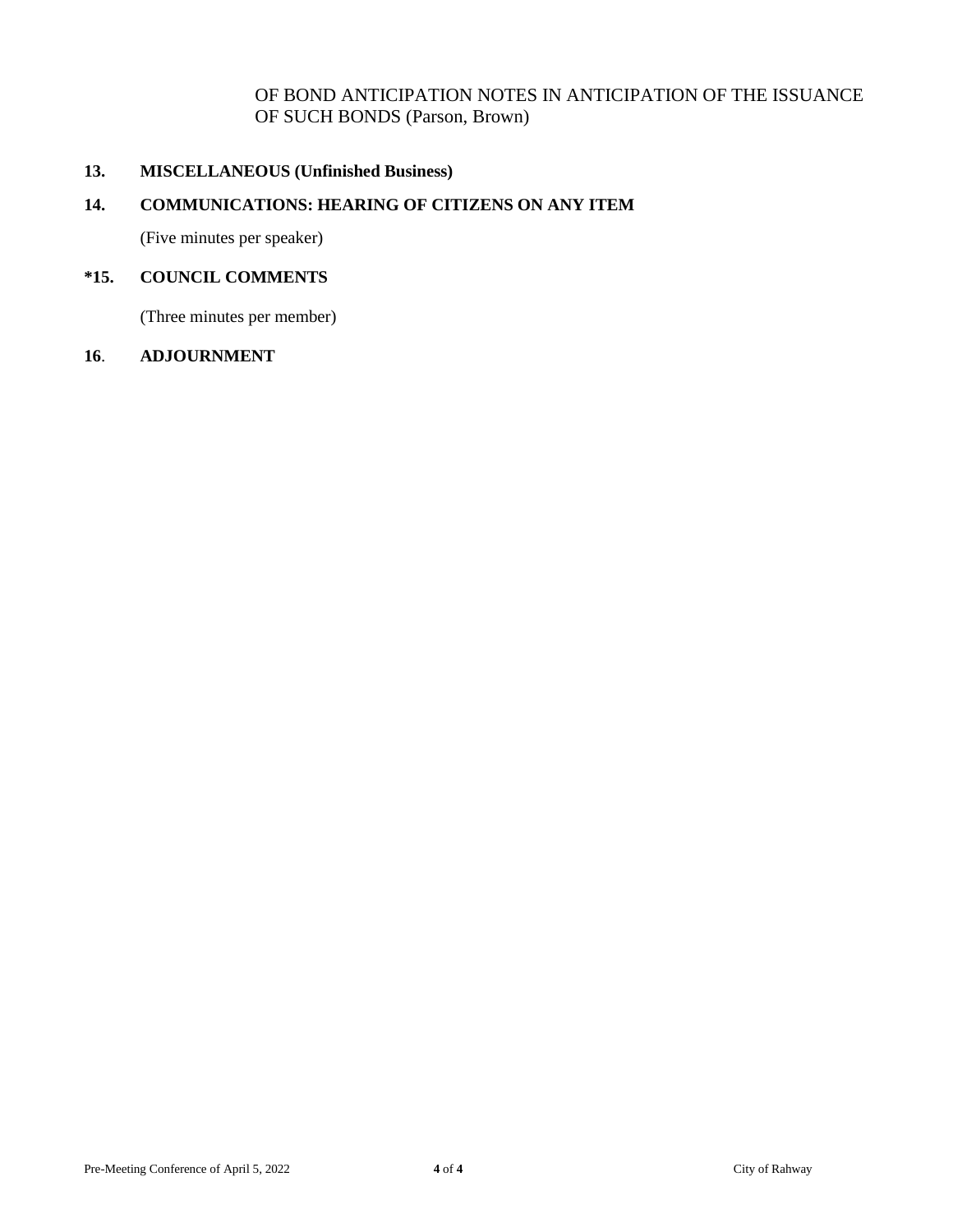OF BOND ANTICIPATION NOTES IN ANTICIPATION OF THE ISSUANCE OF SUCH BONDS (Parson, Brown)

**13. MISCELLANEOUS (Unfinished Business)**

**14. COMMUNICATIONS: HEARING OF CITIZENS ON ANY ITEM**

(Five minutes per speaker)

***15. COUNCIL COMMENTS**

(Three minutes per member)

**16. ADJOURNMENT**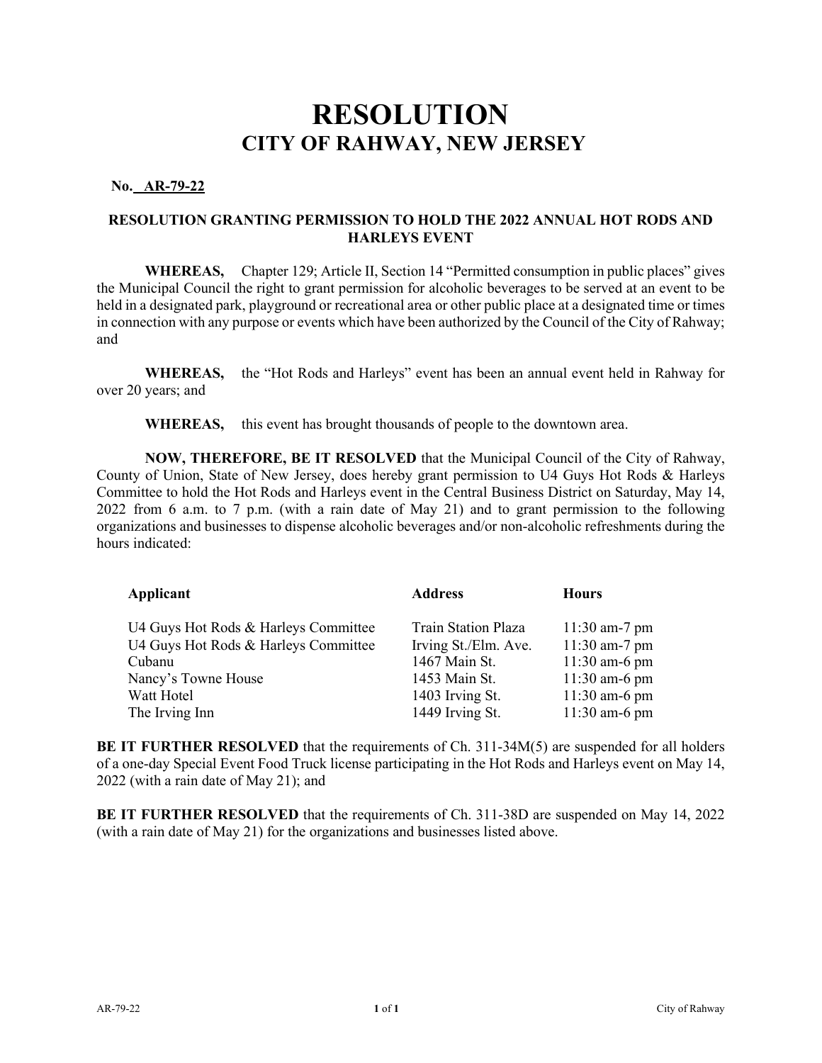# RESOLUTION
## CITY OF RAHWAY, NEW JERSEY

**No. AR-79-22**

**RESOLUTION GRANTING PERMISSION TO HOLD THE 2022 ANNUAL HOT RODS AND HARLEYS EVENT**

**WHEREAS,** Chapter 129; Article II, Section 14 "Permitted consumption in public places" gives the Municipal Council the right to grant permission for alcoholic beverages to be served at an event to be held in a designated park, playground or recreational area or other public place at a designated time or times in connection with any purpose or events which have been authorized by the Council of the City of Rahway; and

**WHEREAS,** the "Hot Rods and Harleys" event has been an annual event held in Rahway for over 20 years; and

**WHEREAS,** this event has brought thousands of people to the downtown area.

**NOW, THEREFORE, BE IT RESOLVED** that the Municipal Council of the City of Rahway, County of Union, State of New Jersey, does hereby grant permission to U4 Guys Hot Rods & Harleys Committee to hold the Hot Rods and Harleys event in the Central Business District on Saturday, May 14, 2022 from 6 a.m. to 7 p.m. (with a rain date of May 21) and to grant permission to the following organizations and businesses to dispense alcoholic beverages and/or non-alcoholic refreshments during the hours indicated:

| Applicant | Address | Hours |
|---|---|---|
| U4 Guys Hot Rods & Harleys Committee | Train Station Plaza | 11:30 am-7 pm |
| U4 Guys Hot Rods & Harleys Committee | Irving St./Elm. Ave. | 11:30 am-7 pm |
| Cubanu | 1467 Main St. | 11:30 am-6 pm |
| Nancy's Towne House | 1453 Main St. | 11:30 am-6 pm |
| Watt Hotel | 1403 Irving St. | 11:30 am-6 pm |
| The Irving Inn | 1449 Irving St. | 11:30 am-6 pm |

**BE IT FURTHER RESOLVED** that the requirements of Ch. 311-34M(5) are suspended for all holders of a one-day Special Event Food Truck license participating in the Hot Rods and Harleys event on May 14, 2022 (with a rain date of May 21); and

**BE IT FURTHER RESOLVED** that the requirements of Ch. 311-38D are suspended on May 14, 2022 (with a rain date of May 21) for the organizations and businesses listed above.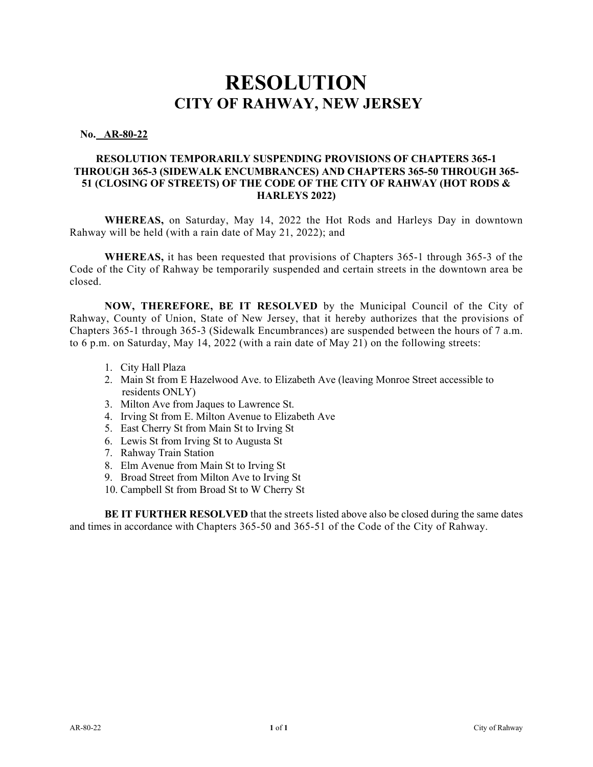# RESOLUTION
## CITY OF RAHWAY, NEW JERSEY

**No. AR-80-22**

**RESOLUTION TEMPORARILY SUSPENDING PROVISIONS OF CHAPTERS 365-1 THROUGH 365-3 (SIDEWALK ENCUMBRANCES) AND CHAPTERS 365-50 THROUGH 365-51 (CLOSING OF STREETS) OF THE CODE OF THE CITY OF RAHWAY (HOT RODS & HARLEYS 2022)**

**WHEREAS,** on Saturday, May 14, 2022 the Hot Rods and Harleys Day in downtown Rahway will be held (with a rain date of May 21, 2022); and

**WHEREAS,** it has been requested that provisions of Chapters 365-1 through 365-3 of the Code of the City of Rahway be temporarily suspended and certain streets in the downtown area be closed.

**NOW, THEREFORE, BE IT RESOLVED** by the Municipal Council of the City of Rahway, County of Union, State of New Jersey, that it hereby authorizes that the provisions of Chapters 365-1 through 365-3 (Sidewalk Encumbrances) are suspended between the hours of 7 a.m. to 6 p.m. on Saturday, May 14, 2022 (with a rain date of May 21) on the following streets:

1. City Hall Plaza
2. Main St from E Hazelwood Ave. to Elizabeth Ave (leaving Monroe Street accessible to residents ONLY)
3. Milton Ave from Jaques to Lawrence St.
4. Irving St from E. Milton Avenue to Elizabeth Ave
5. East Cherry St from Main St to Irving St
6. Lewis St from Irving St to Augusta St
7. Rahway Train Station
8. Elm Avenue from Main St to Irving St
9. Broad Street from Milton Ave to Irving St
10. Campbell St from Broad St to W Cherry St

**BE IT FURTHER RESOLVED** that the streets listed above also be closed during the same dates and times in accordance with Chapters 365-50 and 365-51 of the Code of the City of Rahway.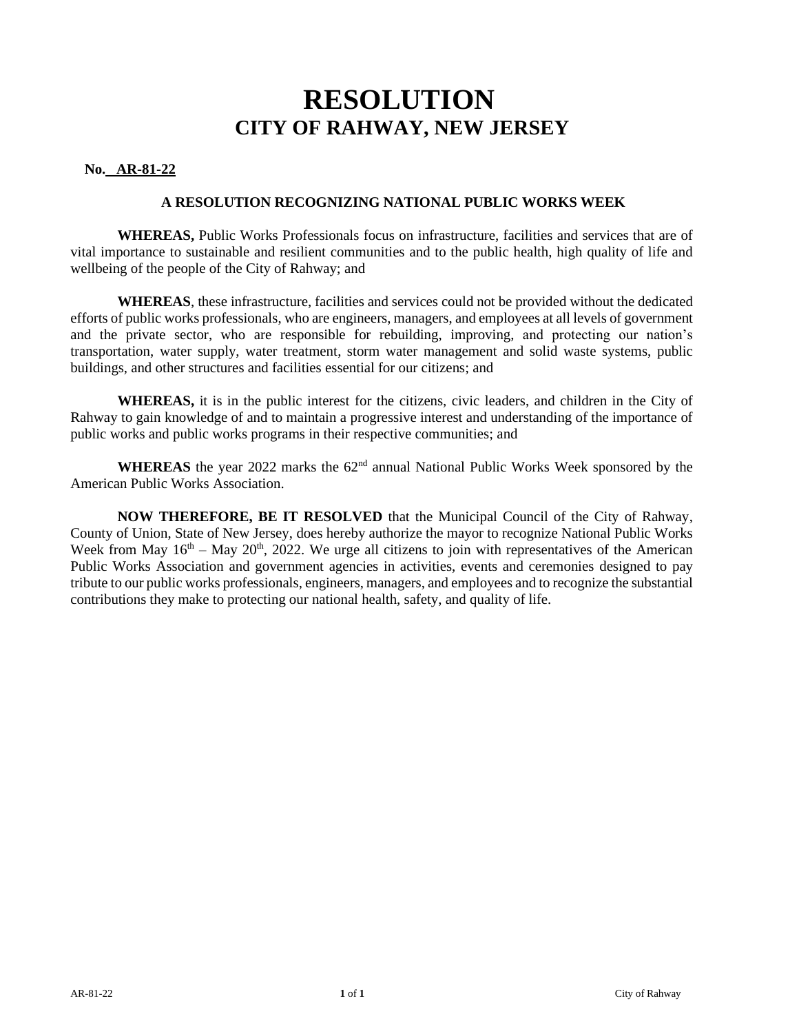# RESOLUTION
## CITY OF RAHWAY, NEW JERSEY

**No. AR-81-22**

**A RESOLUTION RECOGNIZING NATIONAL PUBLIC WORKS WEEK**

**WHEREAS,** Public Works Professionals focus on infrastructure, facilities and services that are of vital importance to sustainable and resilient communities and to the public health, high quality of life and wellbeing of the people of the City of Rahway; and

**WHEREAS**, these infrastructure, facilities and services could not be provided without the dedicated efforts of public works professionals, who are engineers, managers, and employees at all levels of government and the private sector, who are responsible for rebuilding, improving, and protecting our nation's transportation, water supply, water treatment, storm water management and solid waste systems, public buildings, and other structures and facilities essential for our citizens; and

**WHEREAS,** it is in the public interest for the citizens, civic leaders, and children in the City of Rahway to gain knowledge of and to maintain a progressive interest and understanding of the importance of public works and public works programs in their respective communities; and

**WHEREAS** the year 2022 marks the 62nd annual National Public Works Week sponsored by the American Public Works Association.

**NOW THEREFORE, BE IT RESOLVED** that the Municipal Council of the City of Rahway, County of Union, State of New Jersey, does hereby authorize the mayor to recognize National Public Works Week from May 16th – May 20th, 2022. We urge all citizens to join with representatives of the American Public Works Association and government agencies in activities, events and ceremonies designed to pay tribute to our public works professionals, engineers, managers, and employees and to recognize the substantial contributions they make to protecting our national health, safety, and quality of life.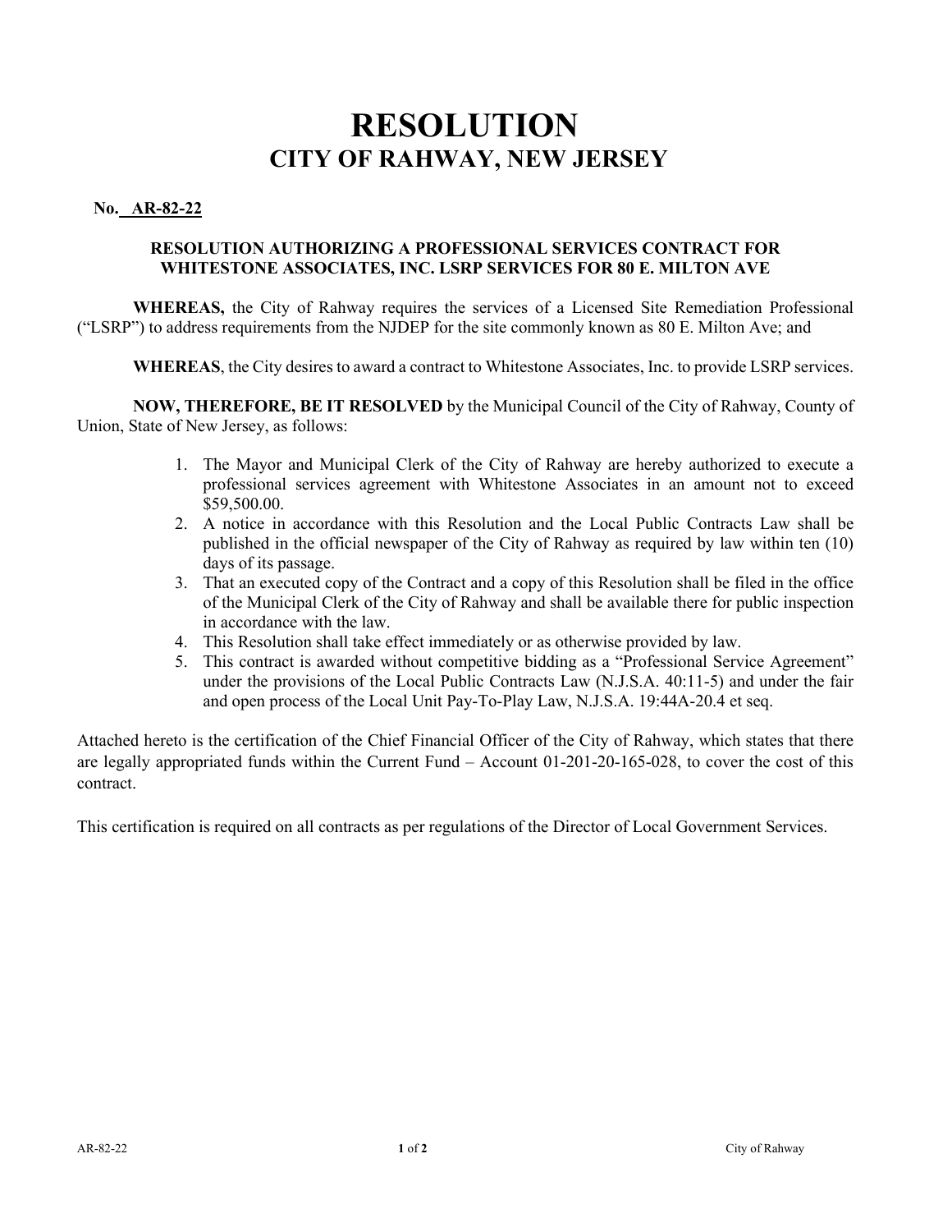# RESOLUTION
## CITY OF RAHWAY, NEW JERSEY

**No. AR-82-22**

**RESOLUTION AUTHORIZING A PROFESSIONAL SERVICES CONTRACT FOR WHITESTONE ASSOCIATES, INC. LSRP SERVICES FOR 80 E. MILTON AVE**

**WHEREAS,** the City of Rahway requires the services of a Licensed Site Remediation Professional ("LSRP") to address requirements from the NJDEP for the site commonly known as 80 E. Milton Ave; and

**WHEREAS**, the City desires to award a contract to Whitestone Associates, Inc. to provide LSRP services.

**NOW, THEREFORE, BE IT RESOLVED** by the Municipal Council of the City of Rahway, County of Union, State of New Jersey, as follows:

1. The Mayor and Municipal Clerk of the City of Rahway are hereby authorized to execute a professional services agreement with Whitestone Associates in an amount not to exceed $59,500.00.
2. A notice in accordance with this Resolution and the Local Public Contracts Law shall be published in the official newspaper of the City of Rahway as required by law within ten (10) days of its passage.
3. That an executed copy of the Contract and a copy of this Resolution shall be filed in the office of the Municipal Clerk of the City of Rahway and shall be available there for public inspection in accordance with the law.
4. This Resolution shall take effect immediately or as otherwise provided by law.
5. This contract is awarded without competitive bidding as a "Professional Service Agreement" under the provisions of the Local Public Contracts Law (N.J.S.A. 40:11-5) and under the fair and open process of the Local Unit Pay-To-Play Law, N.J.S.A. 19:44A-20.4 et seq.

Attached hereto is the certification of the Chief Financial Officer of the City of Rahway, which states that there are legally appropriated funds within the Current Fund – Account 01-201-20-165-028, to cover the cost of this contract.

This certification is required on all contracts as per regulations of the Director of Local Government Services.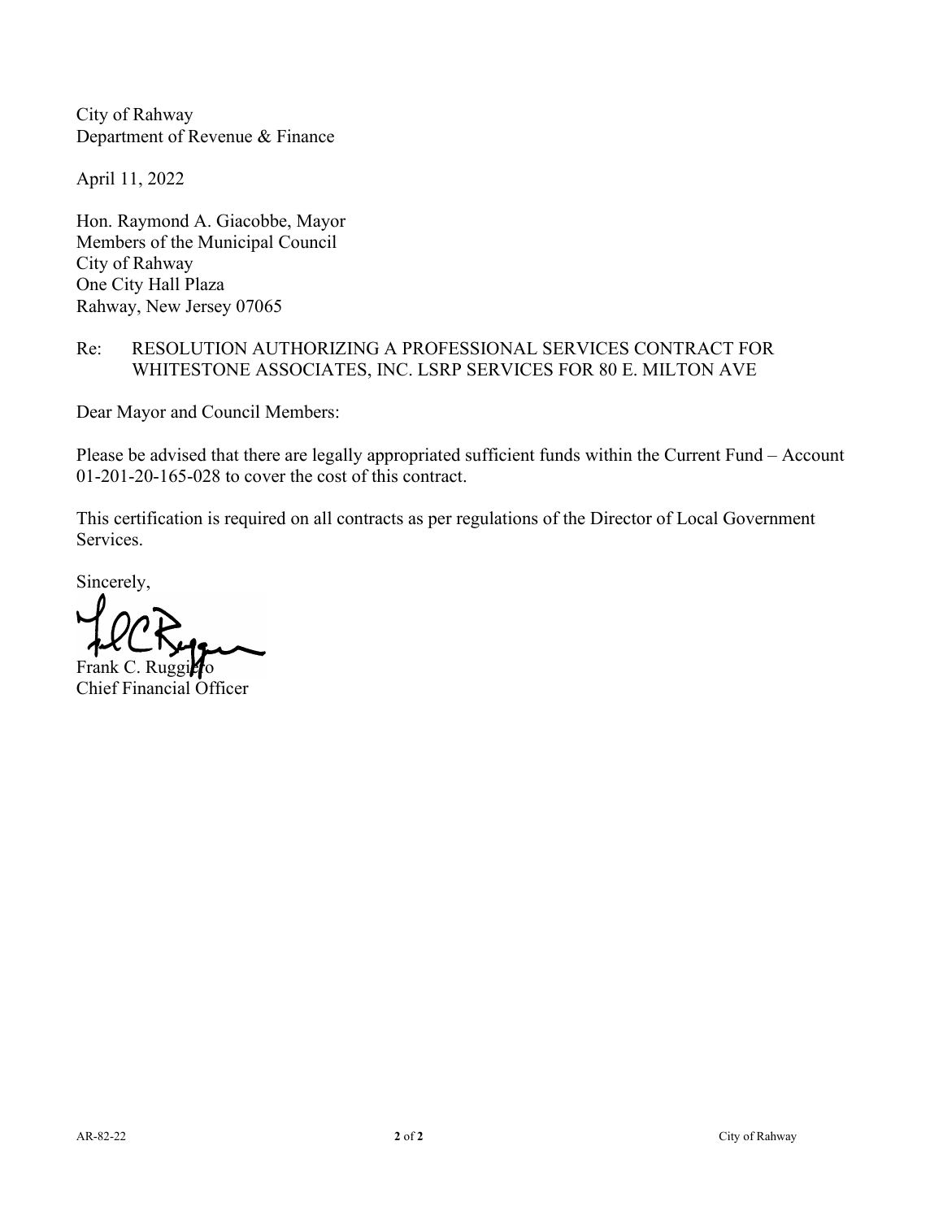City of Rahway
Department of Revenue & Finance

April 11, 2022

Hon. Raymond A. Giacobbe, Mayor
Members of the Municipal Council
City of Rahway
One City Hall Plaza
Rahway, New Jersey 07065

Re: RESOLUTION AUTHORIZING A PROFESSIONAL SERVICES CONTRACT FOR WHITESTONE ASSOCIATES, INC. LSRP SERVICES FOR 80 E. MILTON AVE

Dear Mayor and Council Members:

Please be advised that there are legally appropriated sufficient funds within the Current Fund – Account 01-201-20-165-028 to cover the cost of this contract.

This certification is required on all contracts as per regulations of the Director of Local Government Services.

Sincerely,

Frank C. Ruggiero
Chief Financial Officer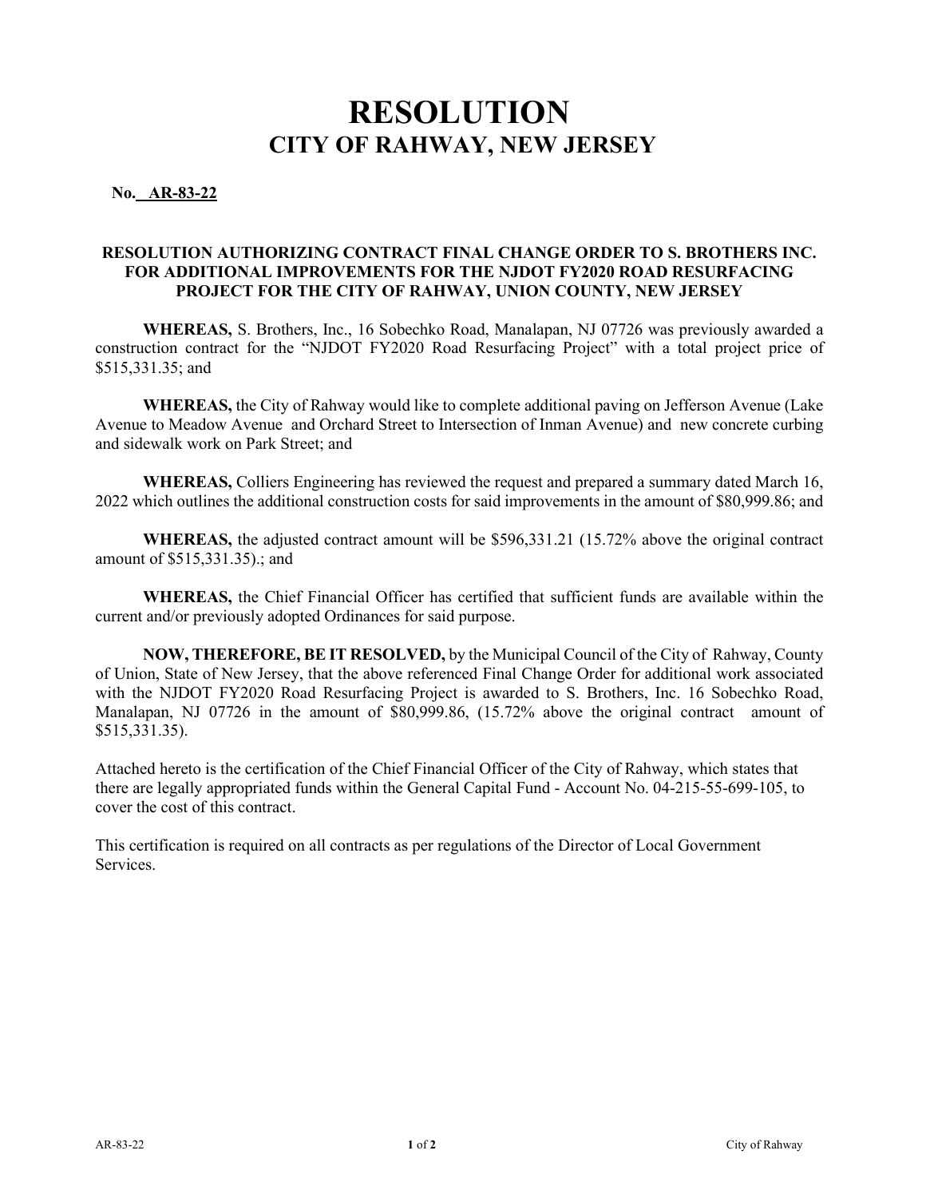# RESOLUTION
## CITY OF RAHWAY, NEW JERSEY

**No. AR-83-22**

**RESOLUTION AUTHORIZING CONTRACT FINAL CHANGE ORDER TO S. BROTHERS INC. FOR ADDITIONAL IMPROVEMENTS FOR THE NJDOT FY2020 ROAD RESURFACING PROJECT FOR THE CITY OF RAHWAY, UNION COUNTY, NEW JERSEY**

**WHEREAS,** S. Brothers, Inc., 16 Sobechko Road, Manalapan, NJ 07726 was previously awarded a construction contract for the "NJDOT FY2020 Road Resurfacing Project" with a total project price of $515,331.35; and

**WHEREAS,** the City of Rahway would like to complete additional paving on Jefferson Avenue (Lake Avenue to Meadow Avenue and Orchard Street to Intersection of Inman Avenue) and new concrete curbing and sidewalk work on Park Street; and

**WHEREAS,** Colliers Engineering has reviewed the request and prepared a summary dated March 16, 2022 which outlines the additional construction costs for said improvements in the amount of $80,999.86; and

**WHEREAS,** the adjusted contract amount will be $596,331.21 (15.72% above the original contract amount of $515,331.35).; and

**WHEREAS,** the Chief Financial Officer has certified that sufficient funds are available within the current and/or previously adopted Ordinances for said purpose.

**NOW, THEREFORE, BE IT RESOLVED,** by the Municipal Council of the City of Rahway, County of Union, State of New Jersey, that the above referenced Final Change Order for additional work associated with the NJDOT FY2020 Road Resurfacing Project is awarded to S. Brothers, Inc. 16 Sobechko Road, Manalapan, NJ 07726 in the amount of $80,999.86, (15.72% above the original contract amount of $515,331.35).

Attached hereto is the certification of the Chief Financial Officer of the City of Rahway, which states that there are legally appropriated funds within the General Capital Fund - Account No. 04-215-55-699-105, to cover the cost of this contract.

This certification is required on all contracts as per regulations of the Director of Local Government Services.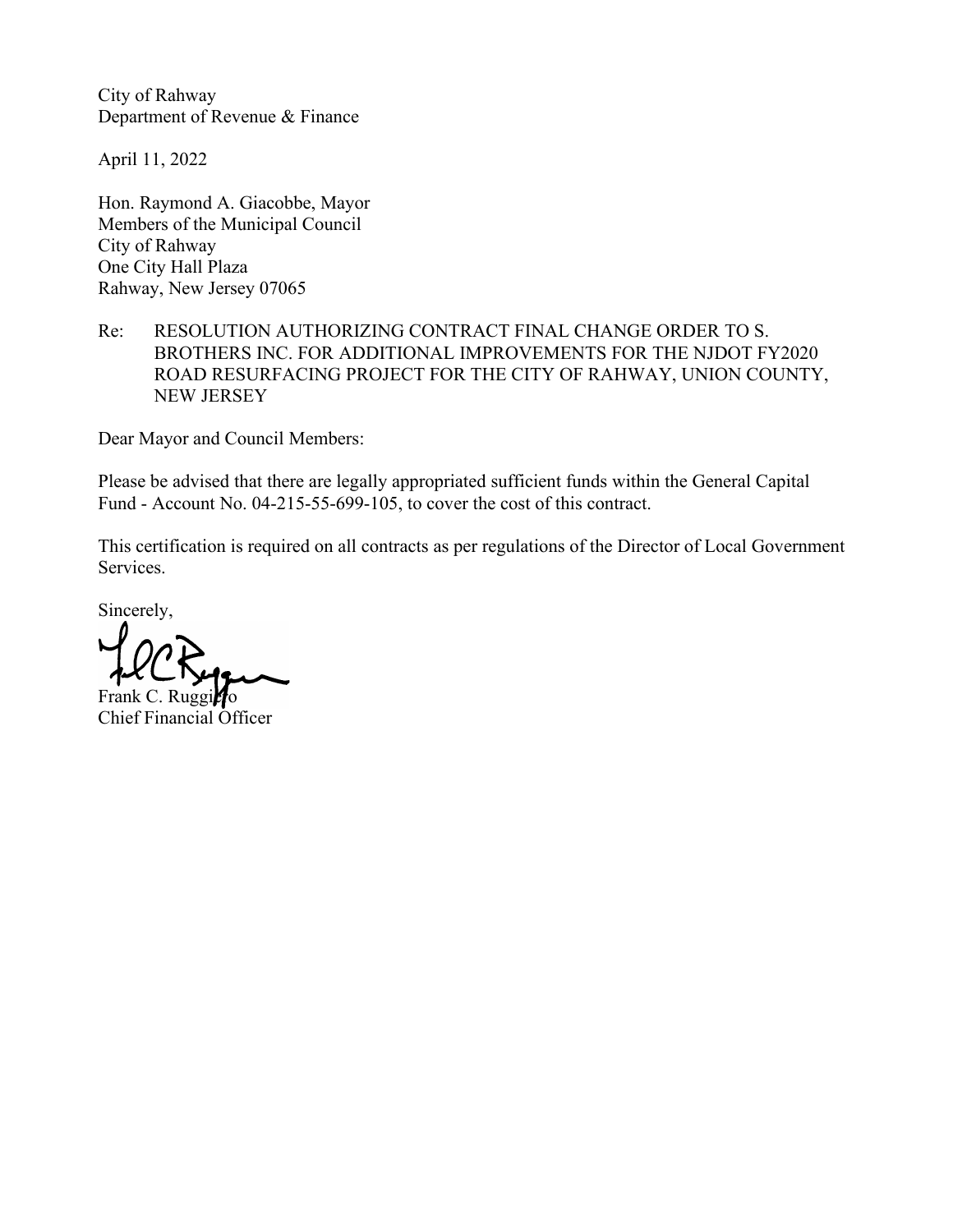City of Rahway
Department of Revenue & Finance

April 11, 2022

Hon. Raymond A. Giacobbe, Mayor
Members of the Municipal Council
City of Rahway
One City Hall Plaza
Rahway, New Jersey 07065

Re: RESOLUTION AUTHORIZING CONTRACT FINAL CHANGE ORDER TO S. BROTHERS INC. FOR ADDITIONAL IMPROVEMENTS FOR THE NJDOT FY2020 ROAD RESURFACING PROJECT FOR THE CITY OF RAHWAY, UNION COUNTY, NEW JERSEY

Dear Mayor and Council Members:

Please be advised that there are legally appropriated sufficient funds within the General Capital Fund - Account No. 04-215-55-699-105, to cover the cost of this contract.

This certification is required on all contracts as per regulations of the Director of Local Government Services.

Sincerely,

Frank C. Ruggiero
Chief Financial Officer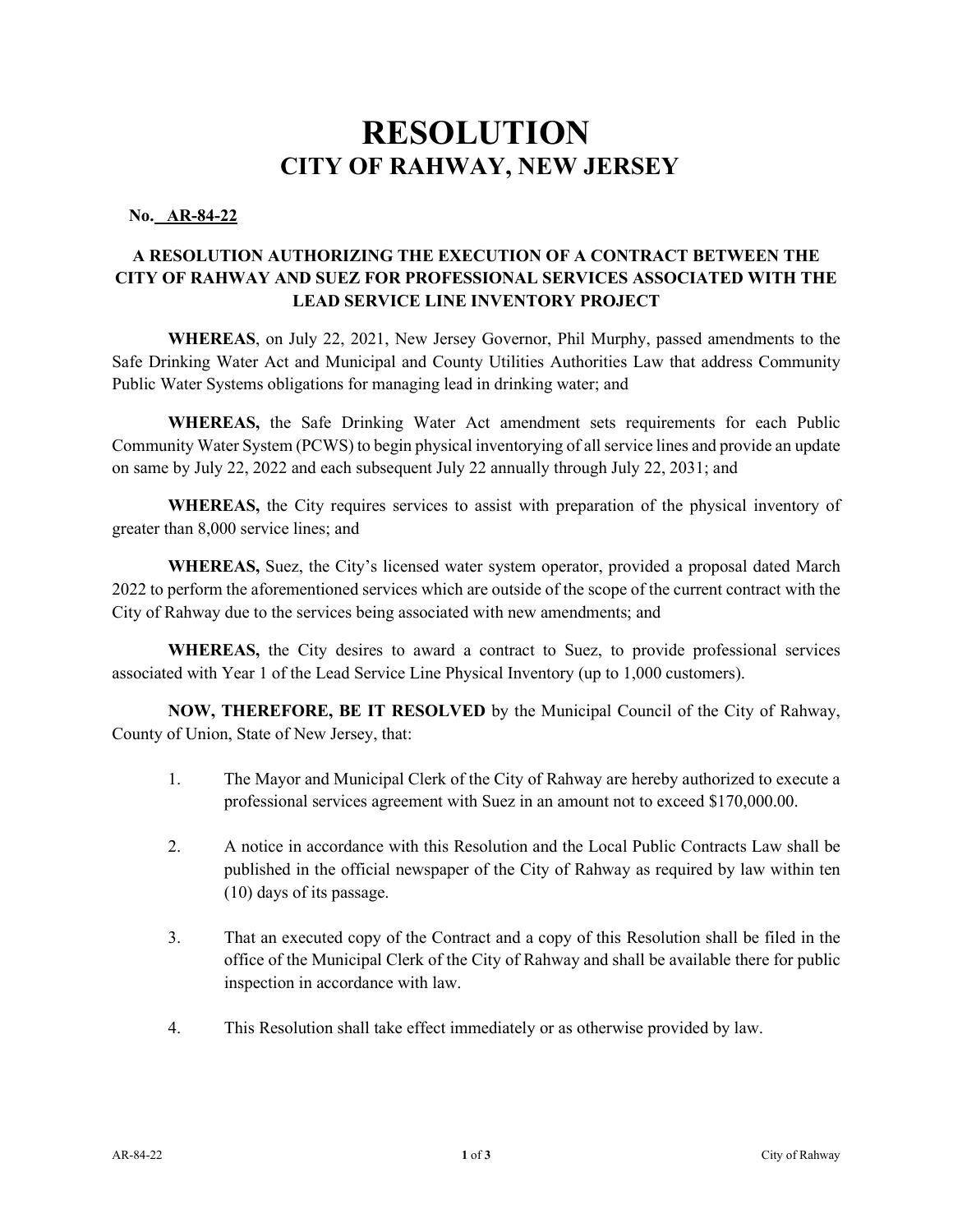# RESOLUTION
## CITY OF RAHWAY, NEW JERSEY

**No. AR-84-22**

**A RESOLUTION AUTHORIZING THE EXECUTION OF A CONTRACT BETWEEN THE CITY OF RAHWAY AND SUEZ FOR PROFESSIONAL SERVICES ASSOCIATED WITH THE LEAD SERVICE LINE INVENTORY PROJECT**

**WHEREAS**, on July 22, 2021, New Jersey Governor, Phil Murphy, passed amendments to the Safe Drinking Water Act and Municipal and County Utilities Authorities Law that address Community Public Water Systems obligations for managing lead in drinking water; and

**WHEREAS,** the Safe Drinking Water Act amendment sets requirements for each Public Community Water System (PCWS) to begin physical inventorying of all service lines and provide an update on same by July 22, 2022 and each subsequent July 22 annually through July 22, 2031; and

**WHEREAS,** the City requires services to assist with preparation of the physical inventory of greater than 8,000 service lines; and

**WHEREAS,** Suez, the City's licensed water system operator, provided a proposal dated March 2022 to perform the aforementioned services which are outside of the scope of the current contract with the City of Rahway due to the services being associated with new amendments; and

**WHEREAS,** the City desires to award a contract to Suez, to provide professional services associated with Year 1 of the Lead Service Line Physical Inventory (up to 1,000 customers).

**NOW, THEREFORE, BE IT RESOLVED** by the Municipal Council of the City of Rahway, County of Union, State of New Jersey, that:

1. The Mayor and Municipal Clerk of the City of Rahway are hereby authorized to execute a professional services agreement with Suez in an amount not to exceed $170,000.00.

2. A notice in accordance with this Resolution and the Local Public Contracts Law shall be published in the official newspaper of the City of Rahway as required by law within ten (10) days of its passage.

3. That an executed copy of the Contract and a copy of this Resolution shall be filed in the office of the Municipal Clerk of the City of Rahway and shall be available there for public inspection in accordance with law.

4. This Resolution shall take effect immediately or as otherwise provided by law.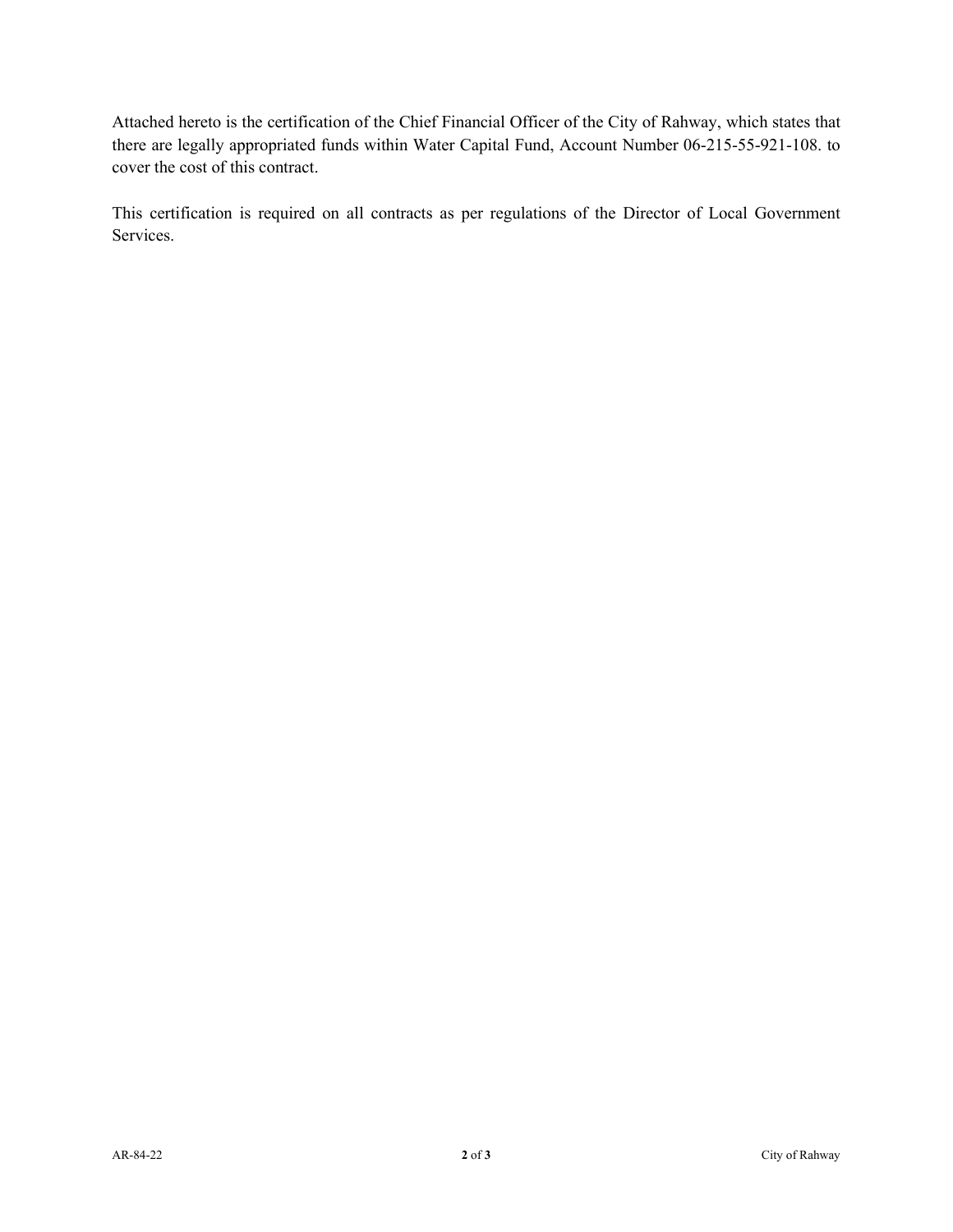Attached hereto is the certification of the Chief Financial Officer of the City of Rahway, which states that there are legally appropriated funds within Water Capital Fund, Account Number 06-215-55-921-108. to cover the cost of this contract.

This certification is required on all contracts as per regulations of the Director of Local Government Services.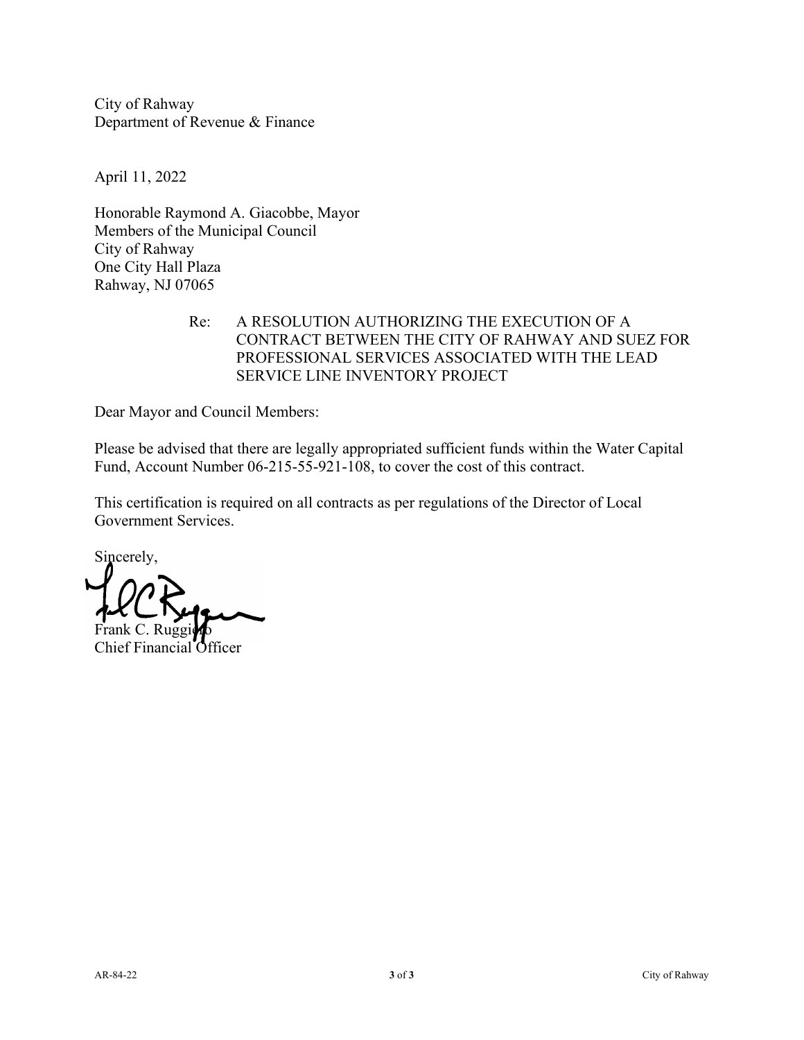City of Rahway
Department of Revenue & Finance

April 11, 2022

Honorable Raymond A. Giacobbe, Mayor
Members of the Municipal Council
City of Rahway
One City Hall Plaza
Rahway, NJ 07065

Re: A RESOLUTION AUTHORIZING THE EXECUTION OF A CONTRACT BETWEEN THE CITY OF RAHWAY AND SUEZ FOR PROFESSIONAL SERVICES ASSOCIATED WITH THE LEAD SERVICE LINE INVENTORY PROJECT

Dear Mayor and Council Members:

Please be advised that there are legally appropriated sufficient funds within the Water Capital Fund, Account Number 06-215-55-921-108, to cover the cost of this contract.

This certification is required on all contracts as per regulations of the Director of Local Government Services.

Sincerely,

Frank C. Ruggiero
Chief Financial Officer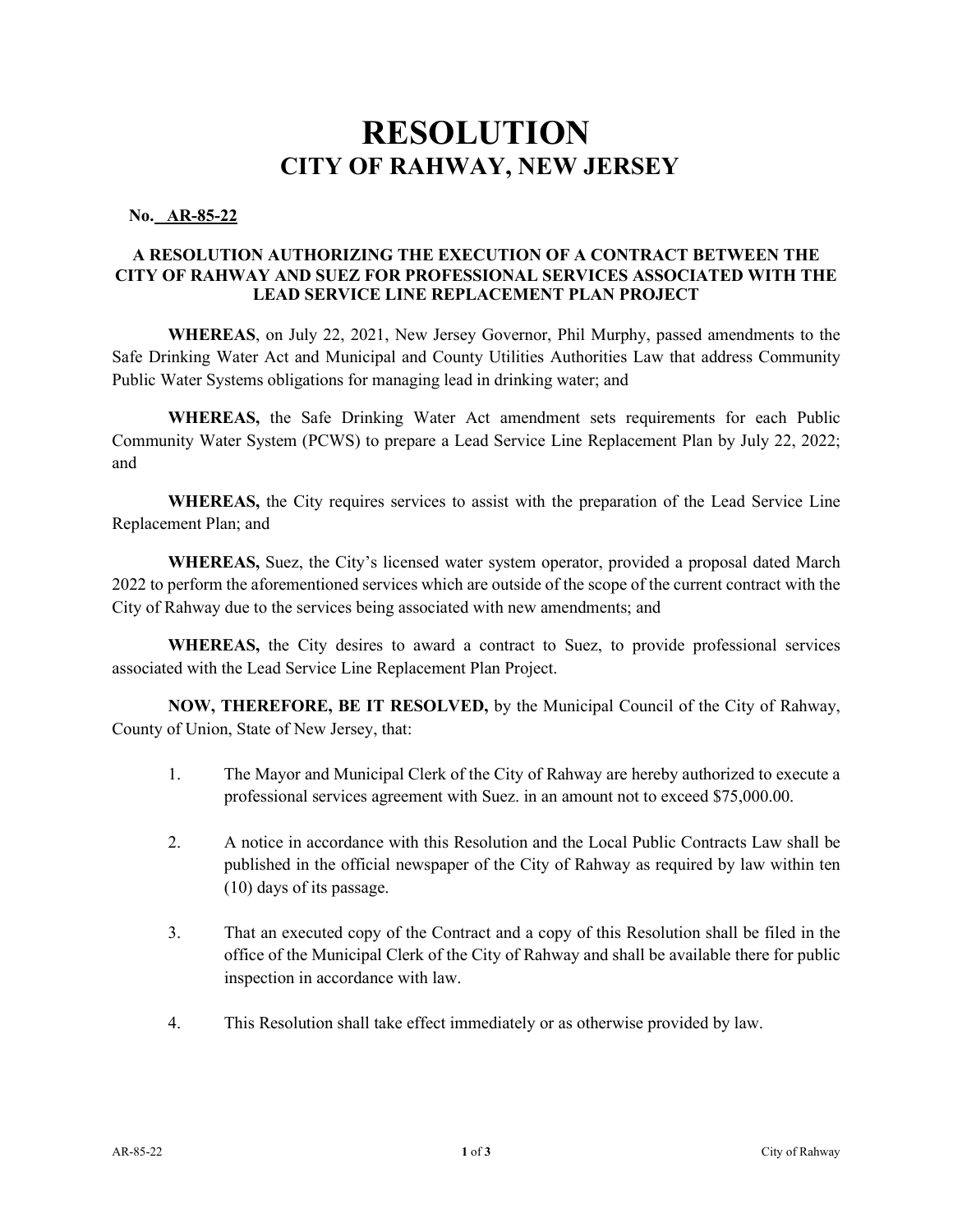# RESOLUTION
## CITY OF RAHWAY, NEW JERSEY

**No. AR-85-22**

**A RESOLUTION AUTHORIZING THE EXECUTION OF A CONTRACT BETWEEN THE CITY OF RAHWAY AND SUEZ FOR PROFESSIONAL SERVICES ASSOCIATED WITH THE LEAD SERVICE LINE REPLACEMENT PLAN PROJECT**

**WHEREAS**, on July 22, 2021, New Jersey Governor, Phil Murphy, passed amendments to the Safe Drinking Water Act and Municipal and County Utilities Authorities Law that address Community Public Water Systems obligations for managing lead in drinking water; and

**WHEREAS,** the Safe Drinking Water Act amendment sets requirements for each Public Community Water System (PCWS) to prepare a Lead Service Line Replacement Plan by July 22, 2022; and

**WHEREAS,** the City requires services to assist with the preparation of the Lead Service Line Replacement Plan; and

**WHEREAS,** Suez, the City's licensed water system operator, provided a proposal dated March 2022 to perform the aforementioned services which are outside of the scope of the current contract with the City of Rahway due to the services being associated with new amendments; and

**WHEREAS,** the City desires to award a contract to Suez, to provide professional services associated with the Lead Service Line Replacement Plan Project.

**NOW, THEREFORE, BE IT RESOLVED,** by the Municipal Council of the City of Rahway, County of Union, State of New Jersey, that:

1. The Mayor and Municipal Clerk of the City of Rahway are hereby authorized to execute a professional services agreement with Suez. in an amount not to exceed $75,000.00.

2. A notice in accordance with this Resolution and the Local Public Contracts Law shall be published in the official newspaper of the City of Rahway as required by law within ten (10) days of its passage.

3. That an executed copy of the Contract and a copy of this Resolution shall be filed in the office of the Municipal Clerk of the City of Rahway and shall be available there for public inspection in accordance with law.

4. This Resolution shall take effect immediately or as otherwise provided by law.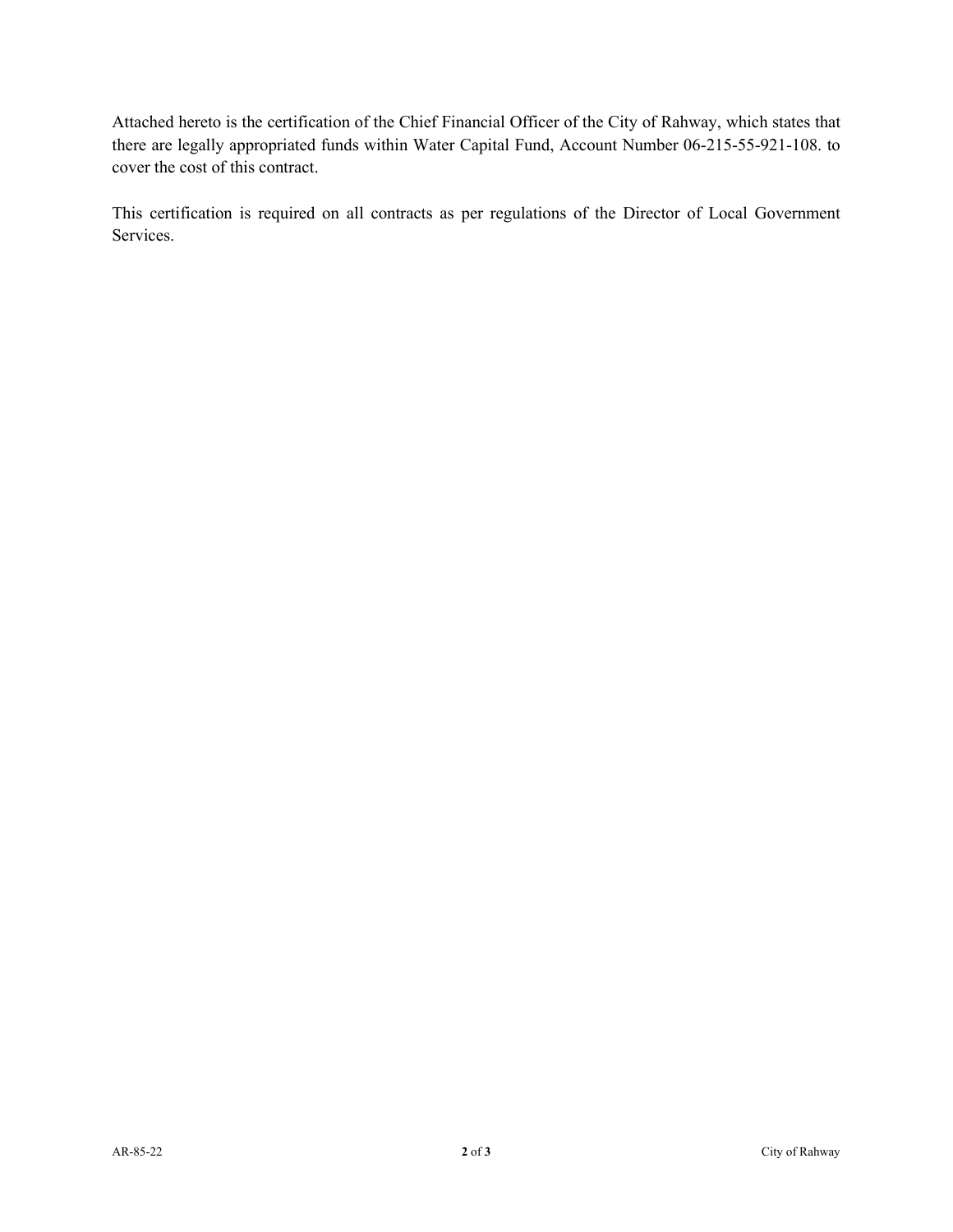Attached hereto is the certification of the Chief Financial Officer of the City of Rahway, which states that there are legally appropriated funds within Water Capital Fund, Account Number 06-215-55-921-108. to cover the cost of this contract.

This certification is required on all contracts as per regulations of the Director of Local Government Services.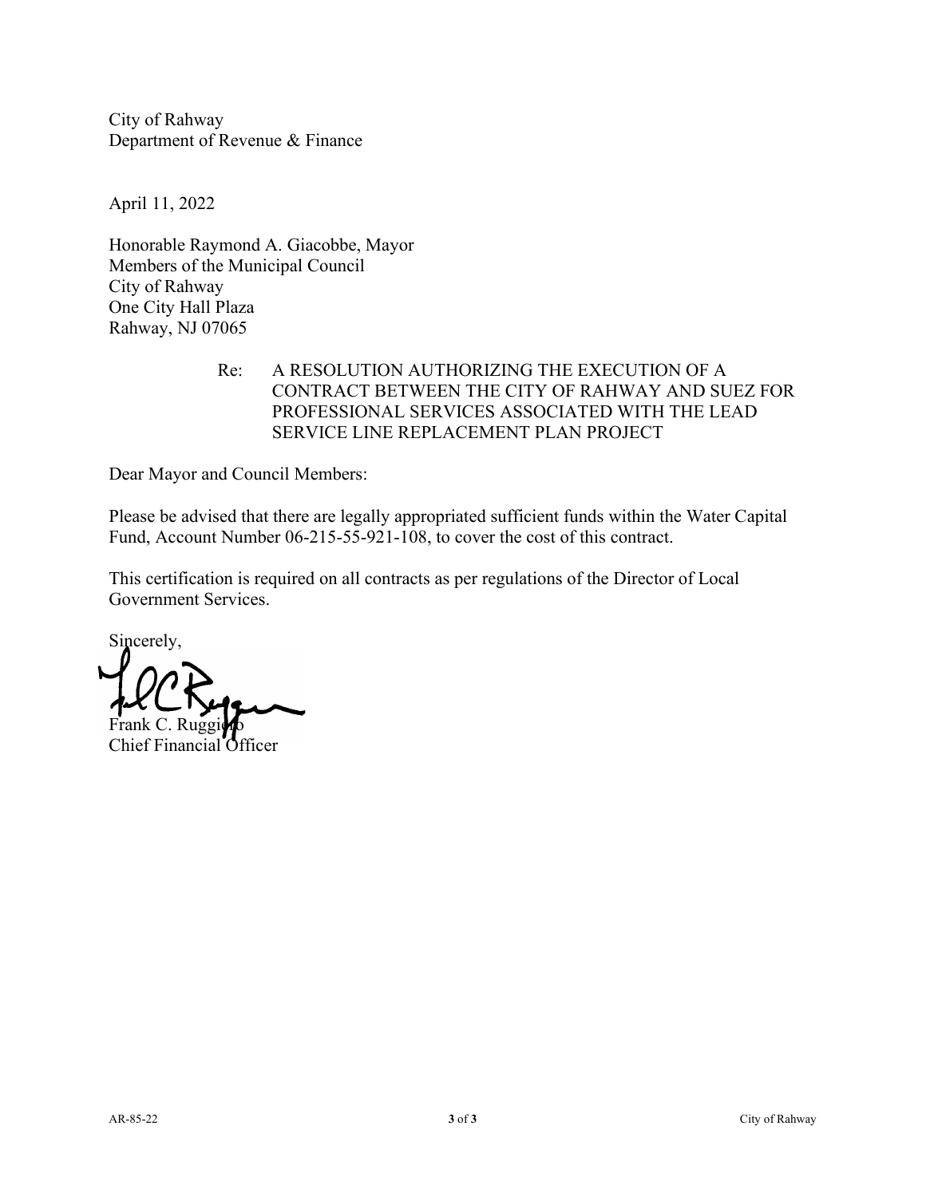City of Rahway
Department of Revenue & Finance

April 11, 2022

Honorable Raymond A. Giacobbe, Mayor
Members of the Municipal Council
City of Rahway
One City Hall Plaza
Rahway, NJ 07065

Re: A RESOLUTION AUTHORIZING THE EXECUTION OF A CONTRACT BETWEEN THE CITY OF RAHWAY AND SUEZ FOR PROFESSIONAL SERVICES ASSOCIATED WITH THE LEAD SERVICE LINE REPLACEMENT PLAN PROJECT

Dear Mayor and Council Members:

Please be advised that there are legally appropriated sufficient funds within the Water Capital Fund, Account Number 06-215-55-921-108, to cover the cost of this contract.

This certification is required on all contracts as per regulations of the Director of Local Government Services.

Sincerely,

Frank C. Ruggiero
Chief Financial Officer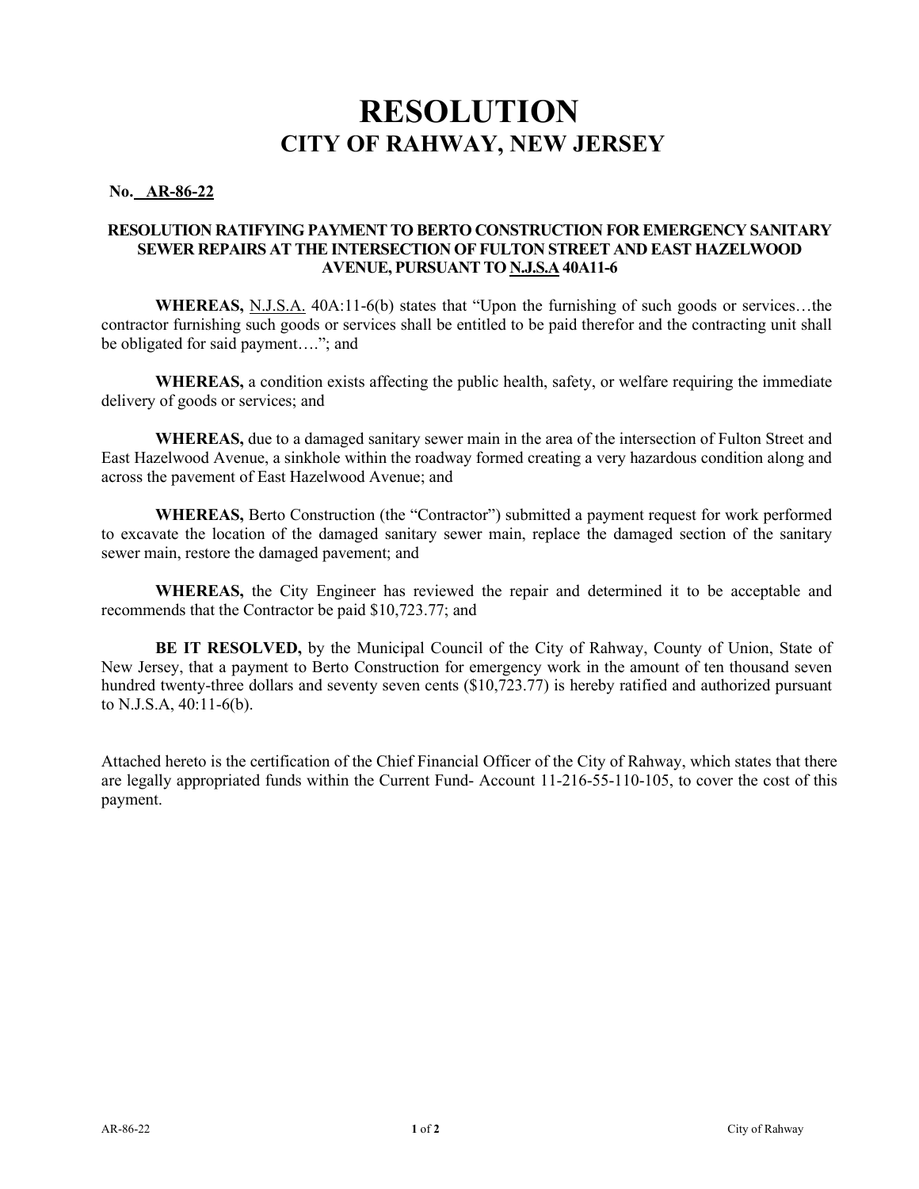# RESOLUTION
## CITY OF RAHWAY, NEW JERSEY

**No. AR-86-22**

**RESOLUTION RATIFYING PAYMENT TO BERTO CONSTRUCTION FOR EMERGENCY SANITARY SEWER REPAIRS AT THE INTERSECTION OF FULTON STREET AND EAST HAZELWOOD AVENUE, PURSUANT TO N.J.S.A 40A11-6**

**WHEREAS,** N.J.S.A. 40A:11-6(b) states that "Upon the furnishing of such goods or services…the contractor furnishing such goods or services shall be entitled to be paid therefor and the contracting unit shall be obligated for said payment…."; and

**WHEREAS,** a condition exists affecting the public health, safety, or welfare requiring the immediate delivery of goods or services; and

**WHEREAS,** due to a damaged sanitary sewer main in the area of the intersection of Fulton Street and East Hazelwood Avenue, a sinkhole within the roadway formed creating a very hazardous condition along and across the pavement of East Hazelwood Avenue; and

**WHEREAS,** Berto Construction (the "Contractor") submitted a payment request for work performed to excavate the location of the damaged sanitary sewer main, replace the damaged section of the sanitary sewer main, restore the damaged pavement; and

**WHEREAS,** the City Engineer has reviewed the repair and determined it to be acceptable and recommends that the Contractor be paid $10,723.77; and

**BE IT RESOLVED,** by the Municipal Council of the City of Rahway, County of Union, State of New Jersey, that a payment to Berto Construction for emergency work in the amount of ten thousand seven hundred twenty-three dollars and seventy seven cents ($10,723.77) is hereby ratified and authorized pursuant to N.J.S.A, 40:11-6(b).

Attached hereto is the certification of the Chief Financial Officer of the City of Rahway, which states that there are legally appropriated funds within the Current Fund- Account 11-216-55-110-105, to cover the cost of this payment.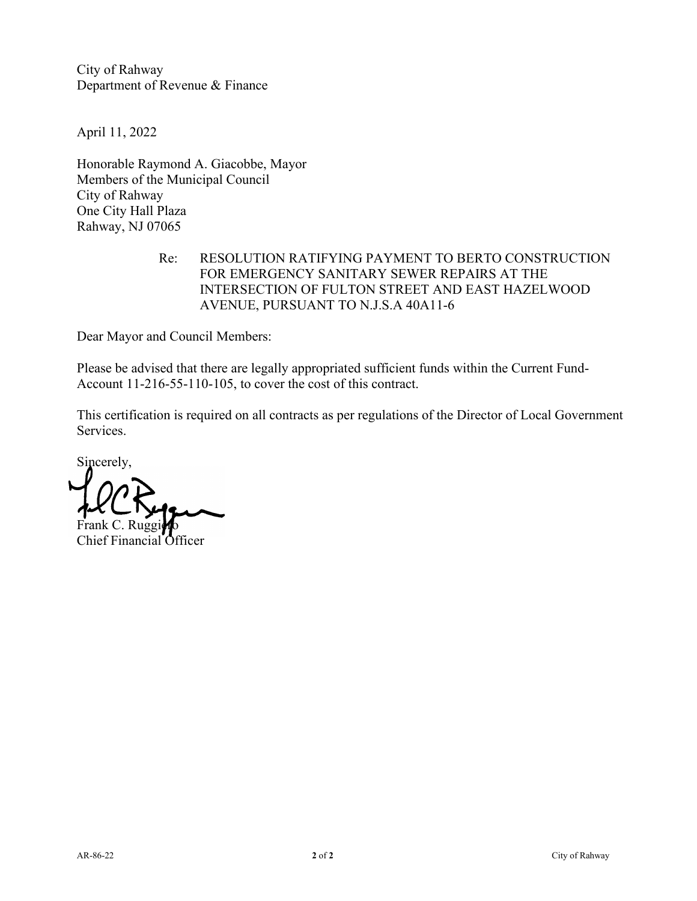City of Rahway
Department of Revenue & Finance

April 11, 2022

Honorable Raymond A. Giacobbe, Mayor
Members of the Municipal Council
City of Rahway
One City Hall Plaza
Rahway, NJ 07065

Re: RESOLUTION RATIFYING PAYMENT TO BERTO CONSTRUCTION FOR EMERGENCY SANITARY SEWER REPAIRS AT THE INTERSECTION OF FULTON STREET AND EAST HAZELWOOD AVENUE, PURSUANT TO N.J.S.A 40A11-6

Dear Mayor and Council Members:

Please be advised that there are legally appropriated sufficient funds within the Current Fund-Account 11-216-55-110-105, to cover the cost of this contract.

This certification is required on all contracts as per regulations of the Director of Local Government Services.

Sincerely,

Frank C. Ruggiero
Chief Financial Officer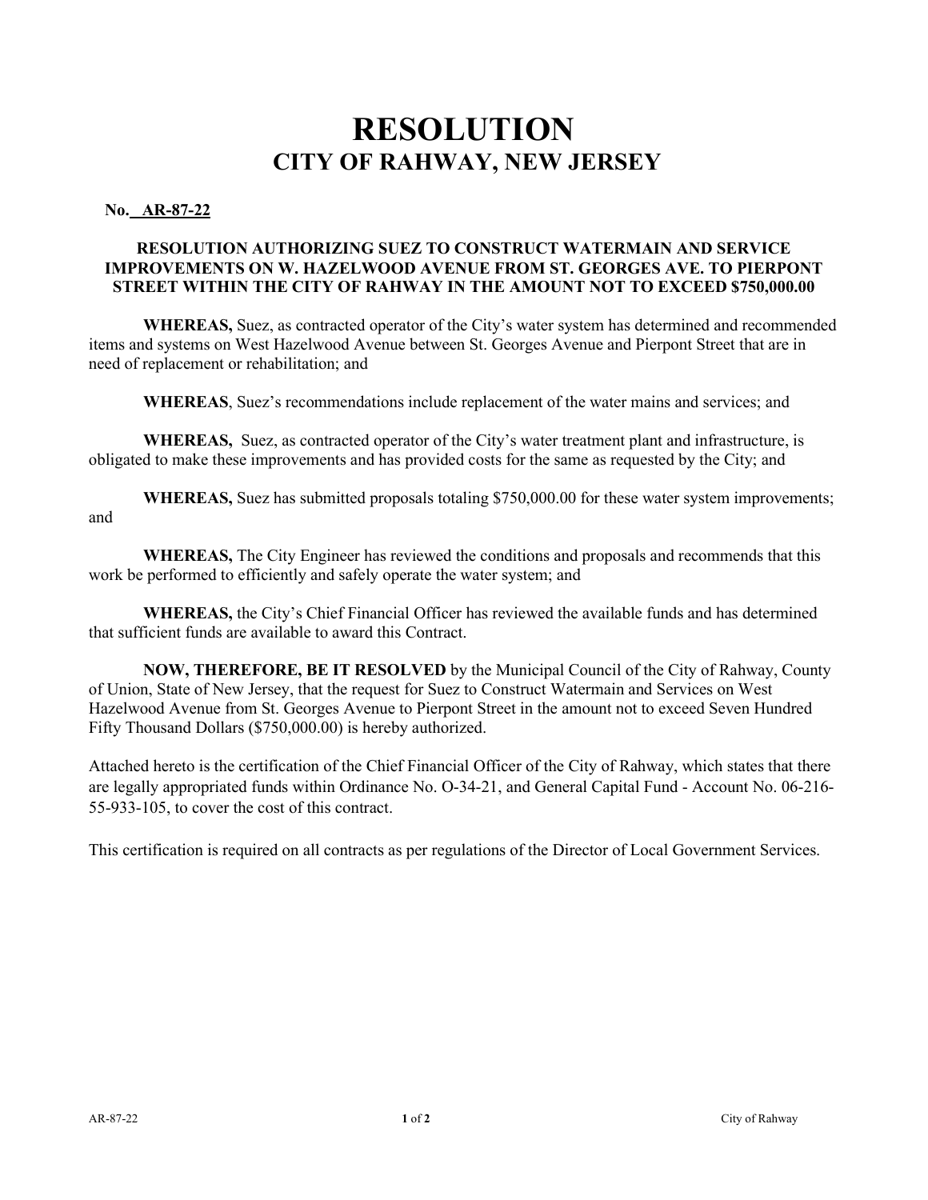# RESOLUTION
## CITY OF RAHWAY, NEW JERSEY

**No. AR-87-22**

**RESOLUTION AUTHORIZING SUEZ TO CONSTRUCT WATERMAIN AND SERVICE IMPROVEMENTS ON W. HAZELWOOD AVENUE FROM ST. GEORGES AVE. TO PIERPONT STREET WITHIN THE CITY OF RAHWAY IN THE AMOUNT NOT TO EXCEED $750,000.00**

**WHEREAS,** Suez, as contracted operator of the City's water system has determined and recommended items and systems on West Hazelwood Avenue between St. Georges Avenue and Pierpont Street that are in need of replacement or rehabilitation; and

**WHEREAS**, Suez's recommendations include replacement of the water mains and services; and

**WHEREAS,** Suez, as contracted operator of the City's water treatment plant and infrastructure, is obligated to make these improvements and has provided costs for the same as requested by the City; and

**WHEREAS,** Suez has submitted proposals totaling $750,000.00 for these water system improvements; and

**WHEREAS,** The City Engineer has reviewed the conditions and proposals and recommends that this work be performed to efficiently and safely operate the water system; and

**WHEREAS,** the City's Chief Financial Officer has reviewed the available funds and has determined that sufficient funds are available to award this Contract.

**NOW, THEREFORE, BE IT RESOLVED** by the Municipal Council of the City of Rahway, County of Union, State of New Jersey, that the request for Suez to Construct Watermain and Services on West Hazelwood Avenue from St. Georges Avenue to Pierpont Street in the amount not to exceed Seven Hundred Fifty Thousand Dollars ($750,000.00) is hereby authorized.

Attached hereto is the certification of the Chief Financial Officer of the City of Rahway, which states that there are legally appropriated funds within Ordinance No. O-34-21, and General Capital Fund - Account No. 06-216-55-933-105, to cover the cost of this contract.

This certification is required on all contracts as per regulations of the Director of Local Government Services.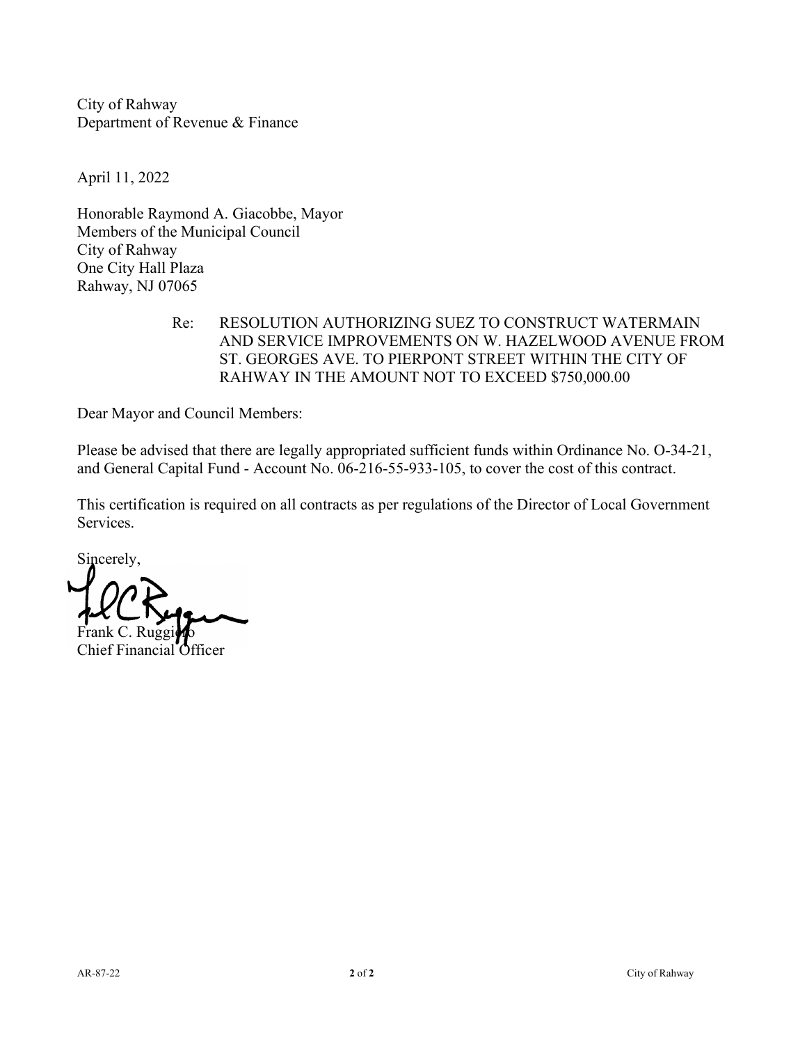City of Rahway
Department of Revenue & Finance

April 11, 2022

Honorable Raymond A. Giacobbe, Mayor
Members of the Municipal Council
City of Rahway
One City Hall Plaza
Rahway, NJ 07065

Re: RESOLUTION AUTHORIZING SUEZ TO CONSTRUCT WATERMAIN AND SERVICE IMPROVEMENTS ON W. HAZELWOOD AVENUE FROM ST. GEORGES AVE. TO PIERPONT STREET WITHIN THE CITY OF RAHWAY IN THE AMOUNT NOT TO EXCEED $750,000.00

Dear Mayor and Council Members:

Please be advised that there are legally appropriated sufficient funds within Ordinance No. O-34-21, and General Capital Fund - Account No. 06-216-55-933-105, to cover the cost of this contract.

This certification is required on all contracts as per regulations of the Director of Local Government Services.

Sincerely,

Frank C. Ruggiero
Chief Financial Officer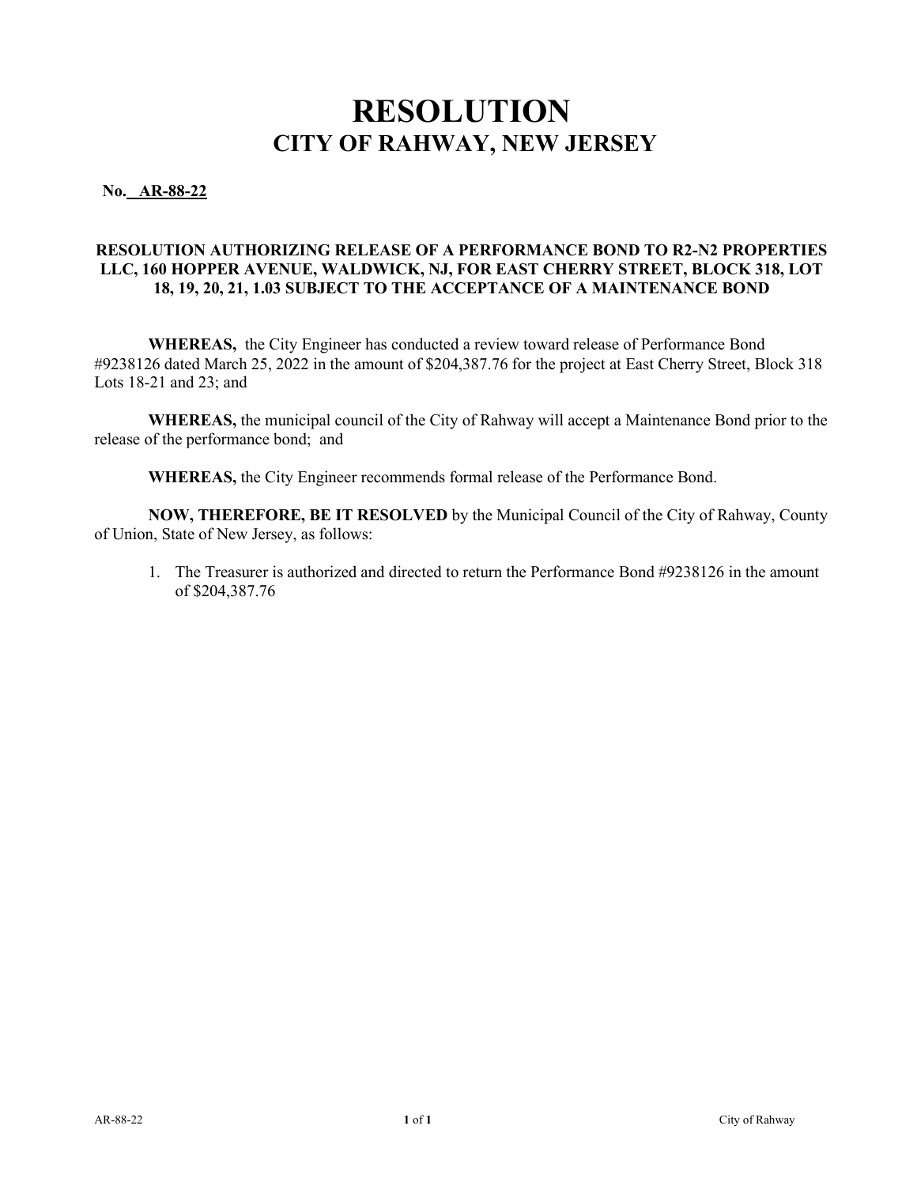# RESOLUTION
## CITY OF RAHWAY, NEW JERSEY

**No. AR-88-22**

**RESOLUTION AUTHORIZING RELEASE OF A PERFORMANCE BOND TO R2-N2 PROPERTIES LLC, 160 HOPPER AVENUE, WALDWICK, NJ, FOR EAST CHERRY STREET, BLOCK 318, LOT 18, 19, 20, 21, 1.03 SUBJECT TO THE ACCEPTANCE OF A MAINTENANCE BOND**

**WHEREAS,** the City Engineer has conducted a review toward release of Performance Bond #9238126 dated March 25, 2022 in the amount of $204,387.76 for the project at East Cherry Street, Block 318 Lots 18-21 and 23; and

**WHEREAS,** the municipal council of the City of Rahway will accept a Maintenance Bond prior to the release of the performance bond; and

**WHEREAS,** the City Engineer recommends formal release of the Performance Bond.

**NOW, THEREFORE, BE IT RESOLVED** by the Municipal Council of the City of Rahway, County of Union, State of New Jersey, as follows:

1. The Treasurer is authorized and directed to return the Performance Bond #9238126 in the amount of $204,387.76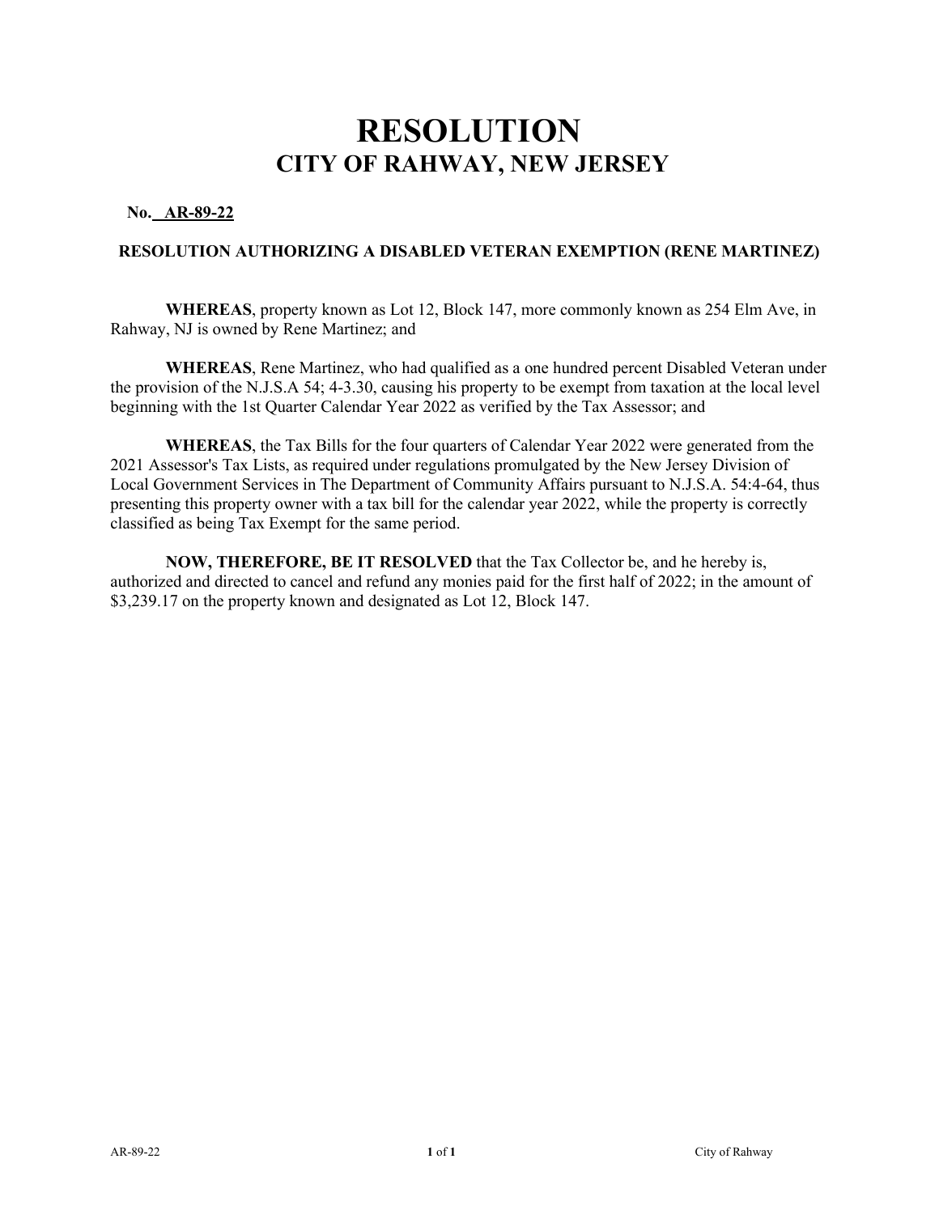# RESOLUTION
## CITY OF RAHWAY, NEW JERSEY

**No. AR-89-22**

**RESOLUTION AUTHORIZING A DISABLED VETERAN EXEMPTION (RENE MARTINEZ)**

**WHEREAS**, property known as Lot 12, Block 147, more commonly known as 254 Elm Ave, in Rahway, NJ is owned by Rene Martinez; and

**WHEREAS**, Rene Martinez, who had qualified as a one hundred percent Disabled Veteran under the provision of the N.J.S.A 54; 4-3.30, causing his property to be exempt from taxation at the local level beginning with the 1st Quarter Calendar Year 2022 as verified by the Tax Assessor; and

**WHEREAS**, the Tax Bills for the four quarters of Calendar Year 2022 were generated from the 2021 Assessor's Tax Lists, as required under regulations promulgated by the New Jersey Division of Local Government Services in The Department of Community Affairs pursuant to N.J.S.A. 54:4-64, thus presenting this property owner with a tax bill for the calendar year 2022, while the property is correctly classified as being Tax Exempt for the same period.

**NOW, THEREFORE, BE IT RESOLVED** that the Tax Collector be, and he hereby is, authorized and directed to cancel and refund any monies paid for the first half of 2022; in the amount of $3,239.17 on the property known and designated as Lot 12, Block 147.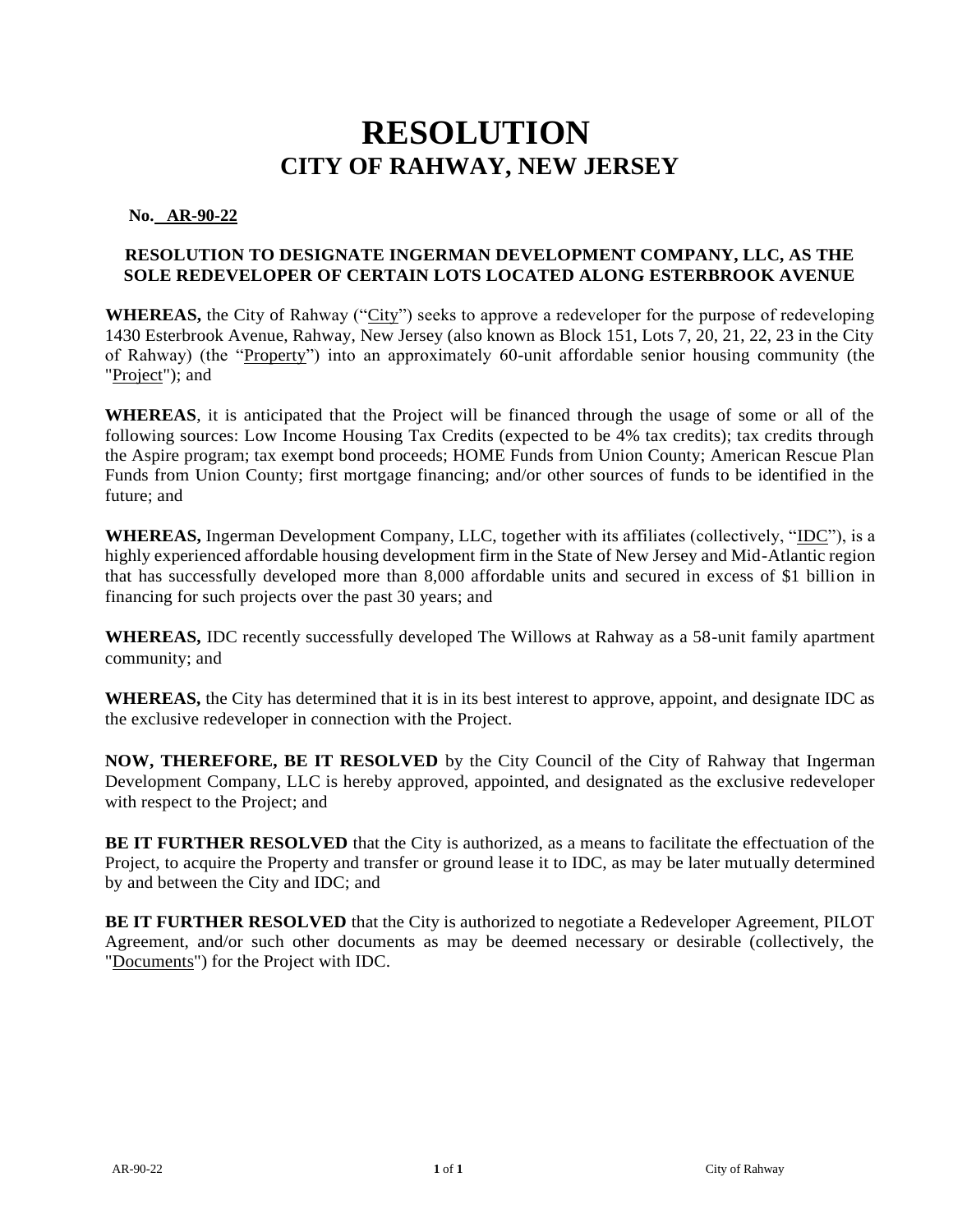# RESOLUTION
## CITY OF RAHWAY, NEW JERSEY

**No. AR-90-22**

**RESOLUTION TO DESIGNATE INGERMAN DEVELOPMENT COMPANY, LLC, AS THE SOLE REDEVELOPER OF CERTAIN LOTS LOCATED ALONG ESTERBROOK AVENUE**

**WHEREAS,** the City of Rahway ("City") seeks to approve a redeveloper for the purpose of redeveloping 1430 Esterbrook Avenue, Rahway, New Jersey (also known as Block 151, Lots 7, 20, 21, 22, 23 in the City of Rahway) (the "Property") into an approximately 60-unit affordable senior housing community (the "Project"); and

**WHEREAS**, it is anticipated that the Project will be financed through the usage of some or all of the following sources: Low Income Housing Tax Credits (expected to be 4% tax credits); tax credits through the Aspire program; tax exempt bond proceeds; HOME Funds from Union County; American Rescue Plan Funds from Union County; first mortgage financing; and/or other sources of funds to be identified in the future; and

**WHEREAS,** Ingerman Development Company, LLC, together with its affiliates (collectively, "IDC"), is a highly experienced affordable housing development firm in the State of New Jersey and Mid-Atlantic region that has successfully developed more than 8,000 affordable units and secured in excess of $1 billion in financing for such projects over the past 30 years; and

**WHEREAS,** IDC recently successfully developed The Willows at Rahway as a 58-unit family apartment community; and

**WHEREAS,** the City has determined that it is in its best interest to approve, appoint, and designate IDC as the exclusive redeveloper in connection with the Project.

**NOW, THEREFORE, BE IT RESOLVED** by the City Council of the City of Rahway that Ingerman Development Company, LLC is hereby approved, appointed, and designated as the exclusive redeveloper with respect to the Project; and

**BE IT FURTHER RESOLVED** that the City is authorized, as a means to facilitate the effectuation of the Project, to acquire the Property and transfer or ground lease it to IDC, as may be later mutually determined by and between the City and IDC; and

**BE IT FURTHER RESOLVED** that the City is authorized to negotiate a Redeveloper Agreement, PILOT Agreement, and/or such other documents as may be deemed necessary or desirable (collectively, the "Documents") for the Project with IDC.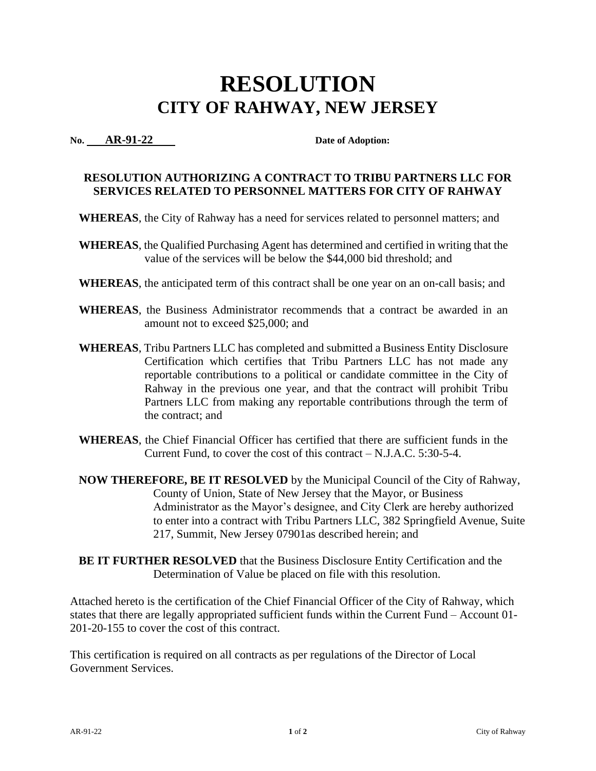# RESOLUTION
## CITY OF RAHWAY, NEW JERSEY

**No. AR-91-22** **Date of Adoption:**

### RESOLUTION AUTHORIZING A CONTRACT TO TRIBU PARTNERS LLC FOR SERVICES RELATED TO PERSONNEL MATTERS FOR CITY OF RAHWAY

**WHEREAS**, the City of Rahway has a need for services related to personnel matters; and

**WHEREAS**, the Qualified Purchasing Agent has determined and certified in writing that the value of the services will be below the $44,000 bid threshold; and

**WHEREAS**, the anticipated term of this contract shall be one year on an on-call basis; and

**WHEREAS**, the Business Administrator recommends that a contract be awarded in an amount not to exceed $25,000; and

**WHEREAS**, Tribu Partners LLC has completed and submitted a Business Entity Disclosure Certification which certifies that Tribu Partners LLC has not made any reportable contributions to a political or candidate committee in the City of Rahway in the previous one year, and that the contract will prohibit Tribu Partners LLC from making any reportable contributions through the term of the contract; and

**WHEREAS**, the Chief Financial Officer has certified that there are sufficient funds in the Current Fund, to cover the cost of this contract – N.J.A.C. 5:30-5-4.

**NOW THEREFORE, BE IT RESOLVED** by the Municipal Council of the City of Rahway, County of Union, State of New Jersey that the Mayor, or Business Administrator as the Mayor's designee, and City Clerk are hereby authorized to enter into a contract with Tribu Partners LLC, 382 Springfield Avenue, Suite 217, Summit, New Jersey 07901as described herein; and

**BE IT FURTHER RESOLVED** that the Business Disclosure Entity Certification and the Determination of Value be placed on file with this resolution.

Attached hereto is the certification of the Chief Financial Officer of the City of Rahway, which states that there are legally appropriated sufficient funds within the Current Fund – Account 01-201-20-155 to cover the cost of this contract.

This certification is required on all contracts as per regulations of the Director of Local Government Services.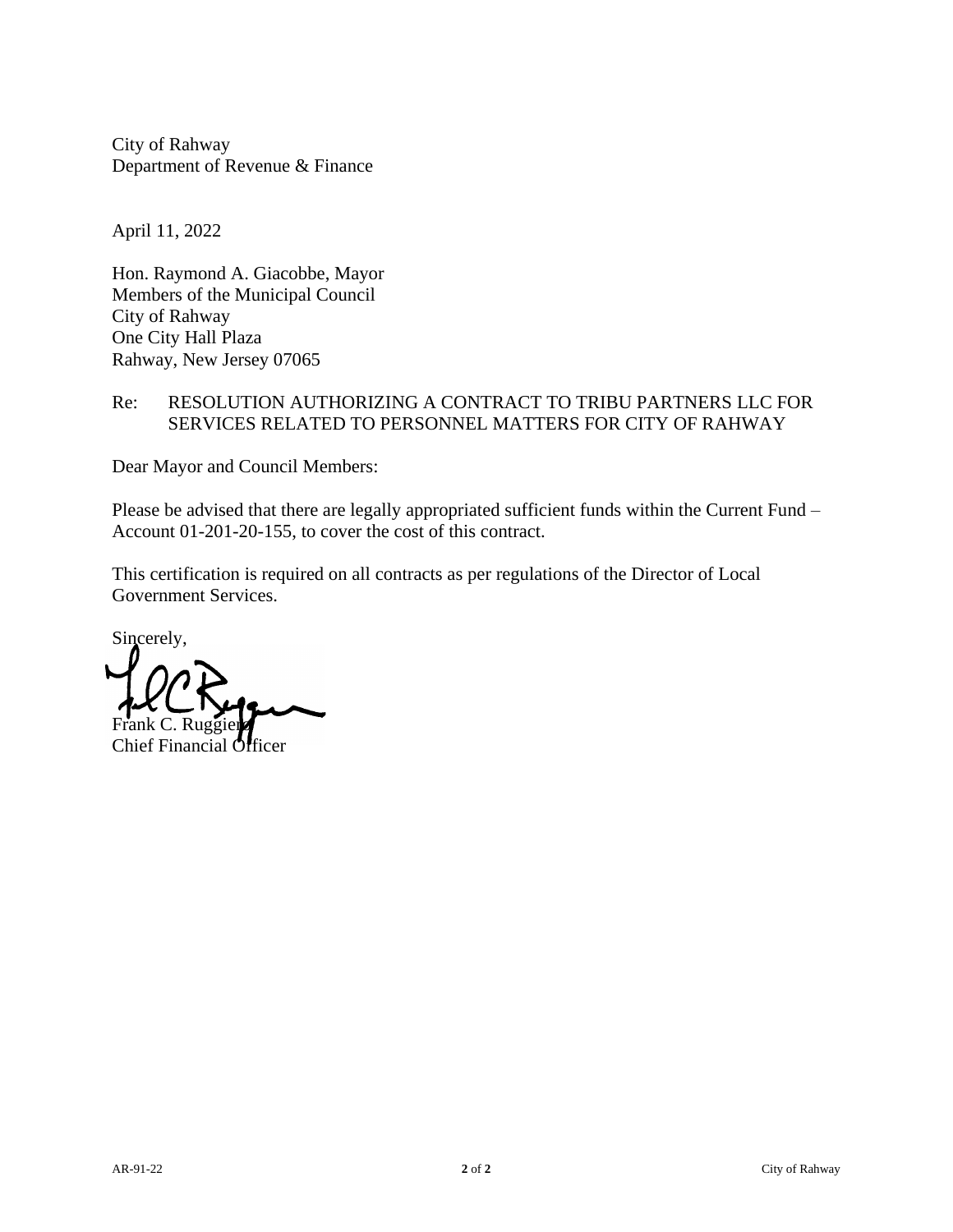City of Rahway
Department of Revenue & Finance

April 11, 2022

Hon. Raymond A. Giacobbe, Mayor
Members of the Municipal Council
City of Rahway
One City Hall Plaza
Rahway, New Jersey 07065

Re: RESOLUTION AUTHORIZING A CONTRACT TO TRIBU PARTNERS LLC FOR SERVICES RELATED TO PERSONNEL MATTERS FOR CITY OF RAHWAY

Dear Mayor and Council Members:

Please be advised that there are legally appropriated sufficient funds within the Current Fund – Account 01-201-20-155, to cover the cost of this contract.

This certification is required on all contracts as per regulations of the Director of Local Government Services.

Sincerely,

Frank C. Ruggiero
Chief Financial Officer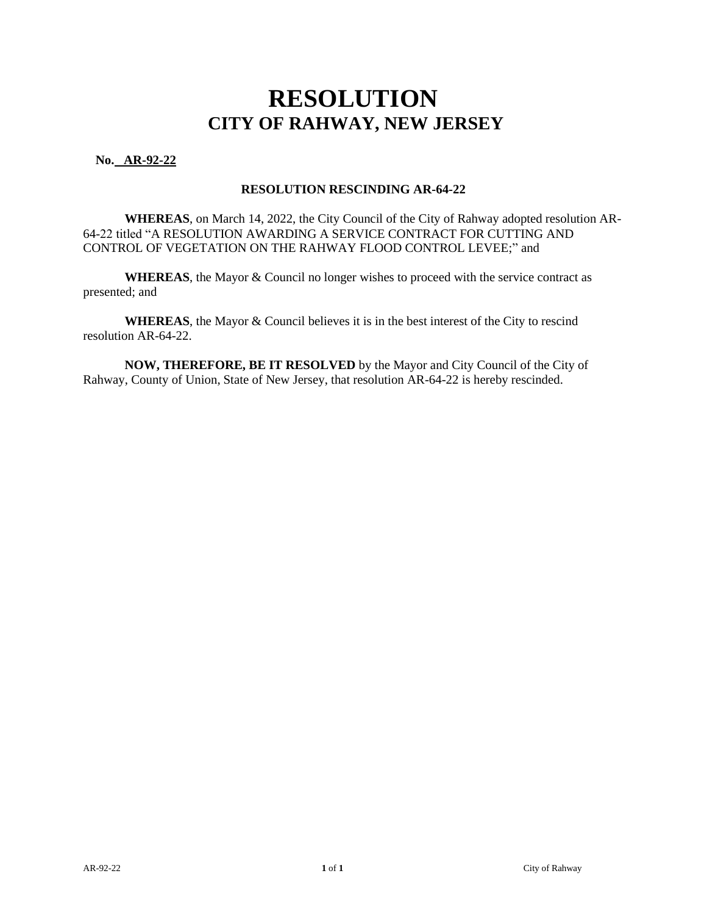# RESOLUTION
## CITY OF RAHWAY, NEW JERSEY

**No. AR-92-22**

**RESOLUTION RESCINDING AR-64-22**

**WHEREAS**, on March 14, 2022, the City Council of the City of Rahway adopted resolution AR-64-22 titled "A RESOLUTION AWARDING A SERVICE CONTRACT FOR CUTTING AND CONTROL OF VEGETATION ON THE RAHWAY FLOOD CONTROL LEVEE;" and

**WHEREAS**, the Mayor & Council no longer wishes to proceed with the service contract as presented; and

**WHEREAS**, the Mayor & Council believes it is in the best interest of the City to rescind resolution AR-64-22.

**NOW, THEREFORE, BE IT RESOLVED** by the Mayor and City Council of the City of Rahway, County of Union, State of New Jersey, that resolution AR-64-22 is hereby rescinded.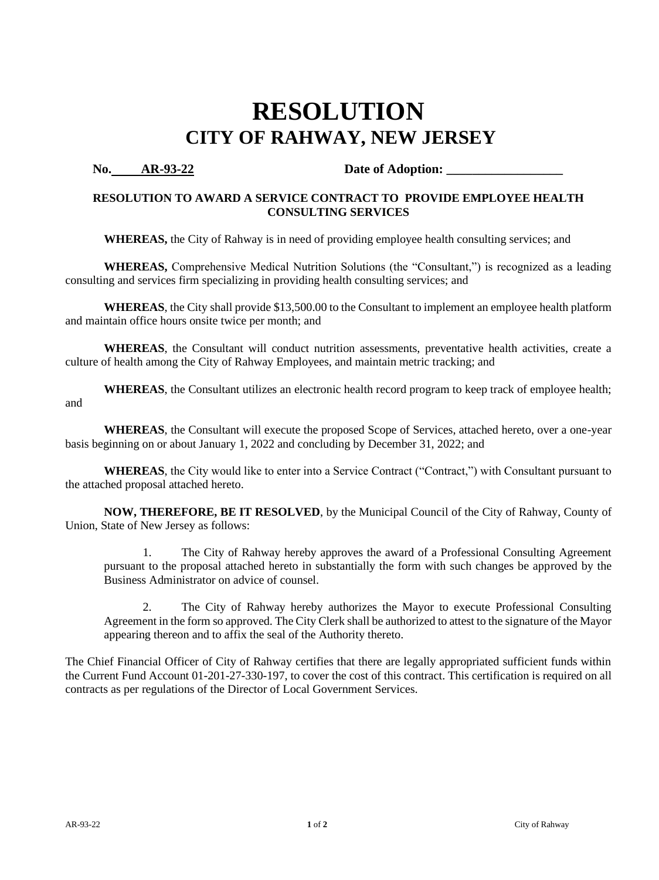# RESOLUTION
## CITY OF RAHWAY, NEW JERSEY

**No. AR-93-22** **Date of Adoption: ___________________**

**RESOLUTION TO AWARD A SERVICE CONTRACT TO PROVIDE EMPLOYEE HEALTH CONSULTING SERVICES**

**WHEREAS,** the City of Rahway is in need of providing employee health consulting services; and

**WHEREAS,** Comprehensive Medical Nutrition Solutions (the "Consultant,") is recognized as a leading consulting and services firm specializing in providing health consulting services; and

**WHEREAS**, the City shall provide $13,500.00 to the Consultant to implement an employee health platform and maintain office hours onsite twice per month; and

**WHEREAS**, the Consultant will conduct nutrition assessments, preventative health activities, create a culture of health among the City of Rahway Employees, and maintain metric tracking; and

**WHEREAS**, the Consultant utilizes an electronic health record program to keep track of employee health; and

**WHEREAS**, the Consultant will execute the proposed Scope of Services, attached hereto, over a one-year basis beginning on or about January 1, 2022 and concluding by December 31, 2022; and

**WHEREAS**, the City would like to enter into a Service Contract ("Contract,") with Consultant pursuant to the attached proposal attached hereto.

**NOW, THEREFORE, BE IT RESOLVED**, by the Municipal Council of the City of Rahway, County of Union, State of New Jersey as follows:

1. The City of Rahway hereby approves the award of a Professional Consulting Agreement pursuant to the proposal attached hereto in substantially the form with such changes be approved by the Business Administrator on advice of counsel.

2. The City of Rahway hereby authorizes the Mayor to execute Professional Consulting Agreement in the form so approved. The City Clerk shall be authorized to attest to the signature of the Mayor appearing thereon and to affix the seal of the Authority thereto.

The Chief Financial Officer of City of Rahway certifies that there are legally appropriated sufficient funds within the Current Fund Account 01-201-27-330-197, to cover the cost of this contract. This certification is required on all contracts as per regulations of the Director of Local Government Services.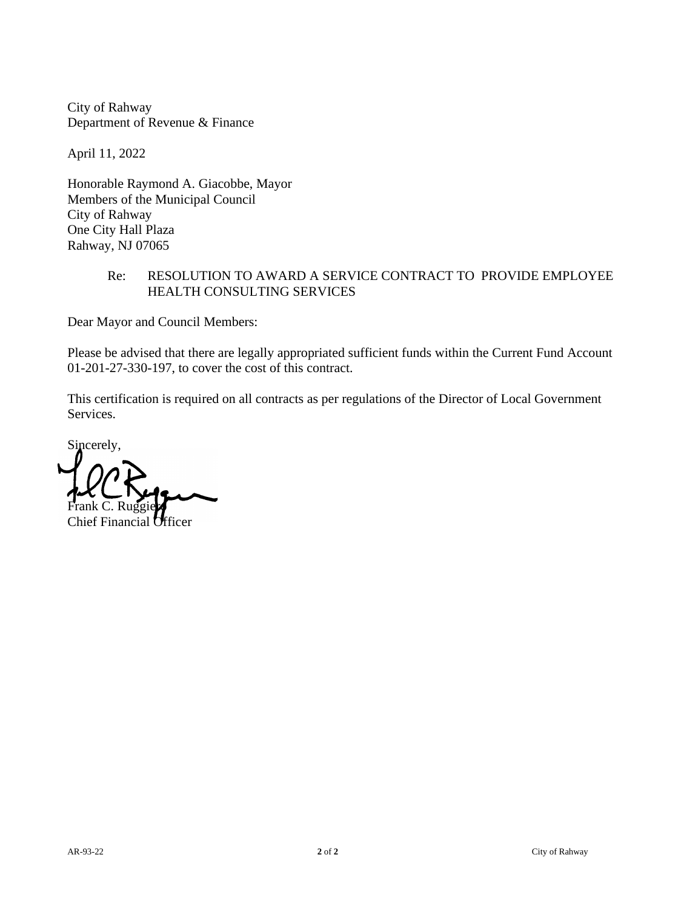City of Rahway
Department of Revenue & Finance

April 11, 2022

Honorable Raymond A. Giacobbe, Mayor
Members of the Municipal Council
City of Rahway
One City Hall Plaza
Rahway, NJ 07065

Re: RESOLUTION TO AWARD A SERVICE CONTRACT TO PROVIDE EMPLOYEE HEALTH CONSULTING SERVICES

Dear Mayor and Council Members:

Please be advised that there are legally appropriated sufficient funds within the Current Fund Account 01-201-27-330-197, to cover the cost of this contract.

This certification is required on all contracts as per regulations of the Director of Local Government Services.

Sincerely,

Frank C. Ruggiero
Chief Financial Officer